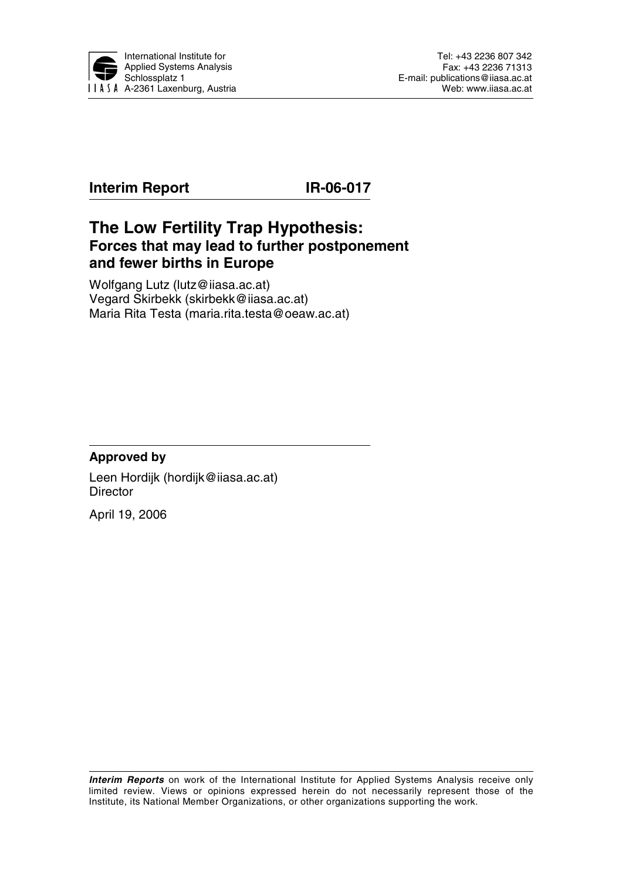International Institute for Applied Systems Analysis
Schlossplatz 1
A-2361 Laxenburg, Austria

Tel: +43 2236 807 342
Fax: +43 2236 71313
E-mail: publications@iiasa.ac.at
Web: www.iiasa.ac.at

**Interim Report** **IR-06-017**

# The Low Fertility Trap Hypothesis:
## Forces that may lead to further postponement and fewer births in Europe

Wolfgang Lutz (lutz@iiasa.ac.at)
Vegard Skirbekk (skirbekk@iiasa.ac.at)
Maria Rita Testa (maria.rita.testa@oeaw.ac.at)

**Approved by**

Leen Hordijk (hordijk@iiasa.ac.at)
Director

April 19, 2006

***Interim Reports*** on work of the International Institute for Applied Systems Analysis receive only limited review. Views or opinions expressed herein do not necessarily represent those of the Institute, its National Member Organizations, or other organizations supporting the work.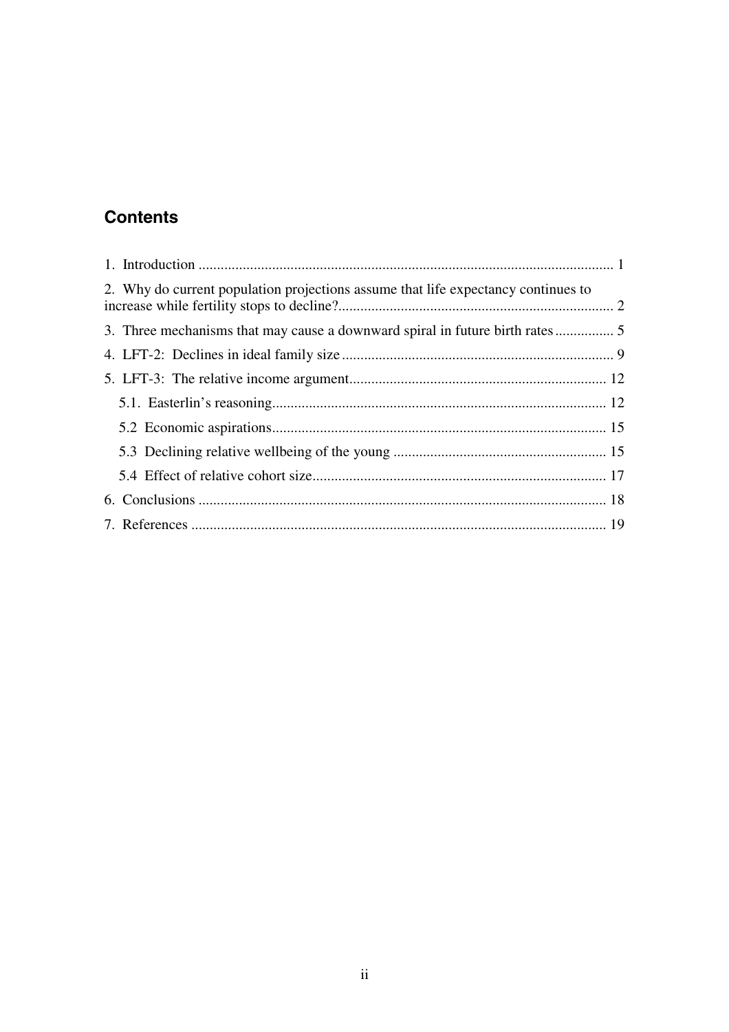## Contents

1. Introduction ........................................................................................................ 1
2. Why do current population projections assume that life expectancy continues to increase while fertility stops to decline?.......................................................................... 2
3. Three mechanisms that may cause a downward spiral in future birth rates ................ 5
4. LFT-2: Declines in ideal family size ......................................................................... 9
5. LFT-3: The relative income argument...................................................................... 12
   - 5.1. Easterlin's reasoning........................................................................................ 12
   - 5.2 Economic aspirations......................................................................................... 15
   - 5.3 Declining relative wellbeing of the young .......................................................... 15
   - 5.4 Effect of relative cohort size............................................................................... 17
6. Conclusions .............................................................................................................. 18
7. References ................................................................................................................ 19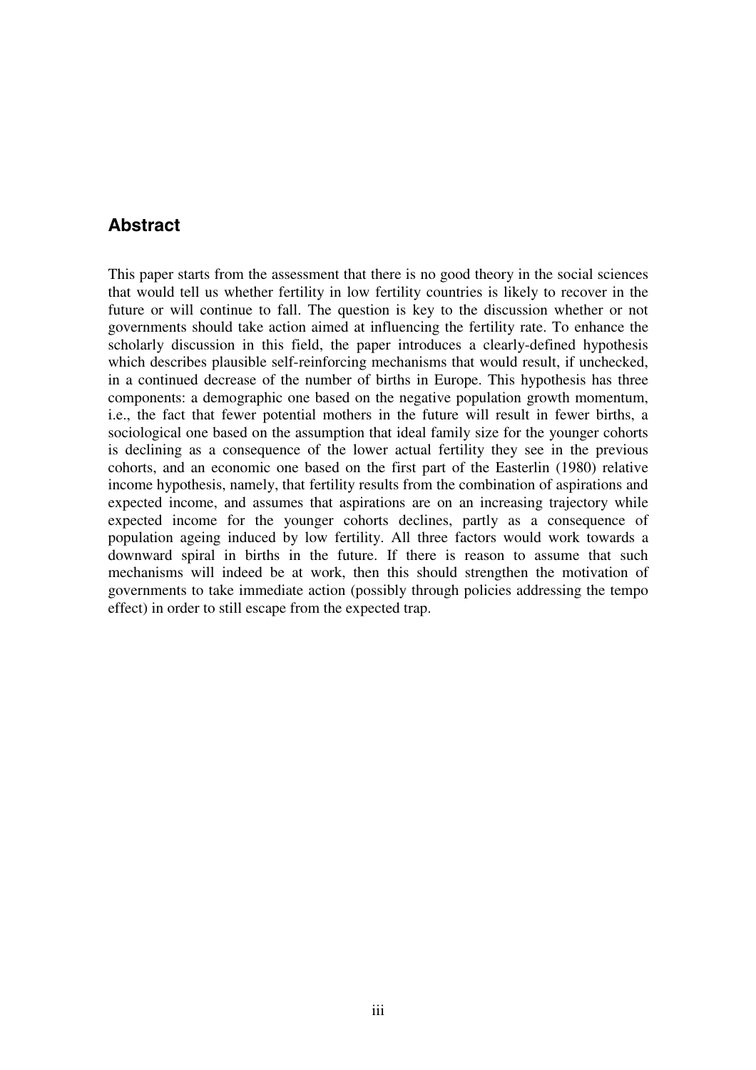## Abstract

This paper starts from the assessment that there is no good theory in the social sciences that would tell us whether fertility in low fertility countries is likely to recover in the future or will continue to fall. The question is key to the discussion whether or not governments should take action aimed at influencing the fertility rate. To enhance the scholarly discussion in this field, the paper introduces a clearly-defined hypothesis which describes plausible self-reinforcing mechanisms that would result, if unchecked, in a continued decrease of the number of births in Europe. This hypothesis has three components: a demographic one based on the negative population growth momentum, i.e., the fact that fewer potential mothers in the future will result in fewer births, a sociological one based on the assumption that ideal family size for the younger cohorts is declining as a consequence of the lower actual fertility they see in the previous cohorts, and an economic one based on the first part of the Easterlin (1980) relative income hypothesis, namely, that fertility results from the combination of aspirations and expected income, and assumes that aspirations are on an increasing trajectory while expected income for the younger cohorts declines, partly as a consequence of population ageing induced by low fertility. All three factors would work towards a downward spiral in births in the future. If there is reason to assume that such mechanisms will indeed be at work, then this should strengthen the motivation of governments to take immediate action (possibly through policies addressing the tempo effect) in order to still escape from the expected trap.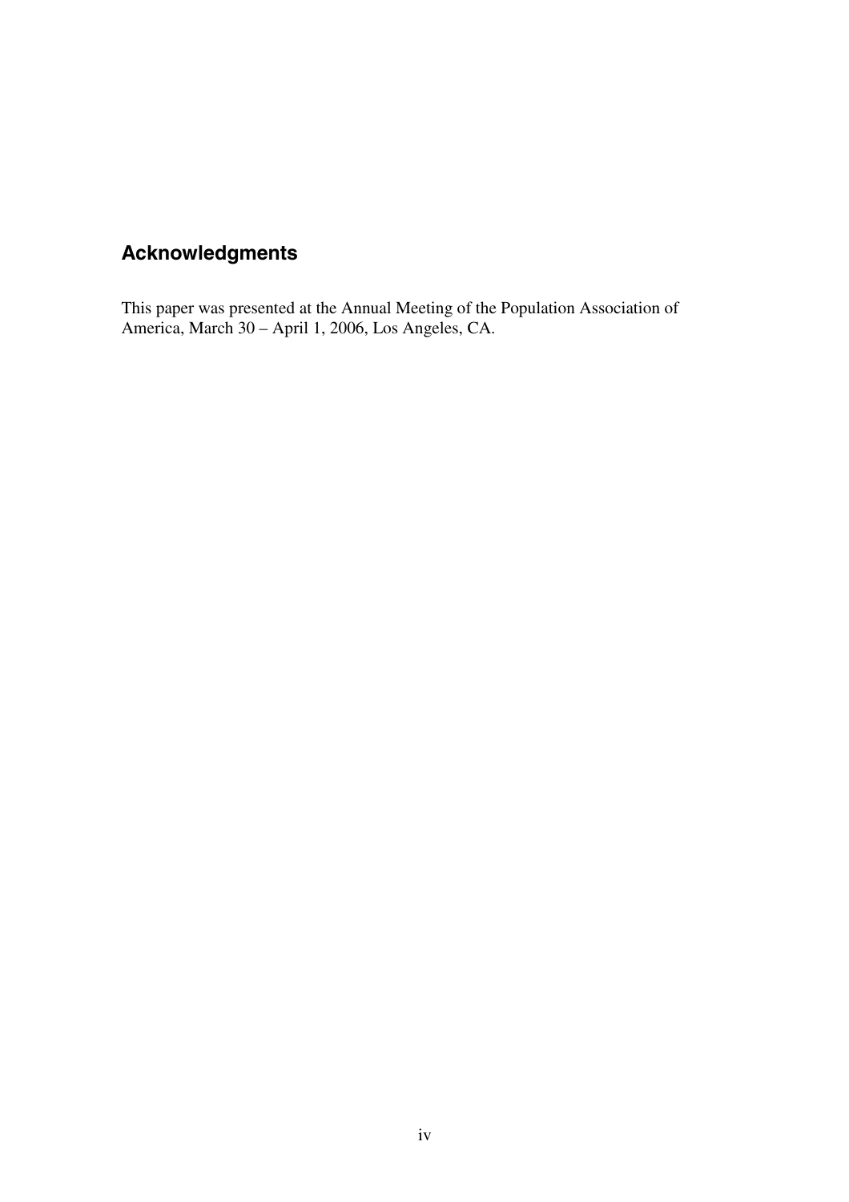## Acknowledgments

This paper was presented at the Annual Meeting of the Population Association of America, March 30 – April 1, 2006, Los Angeles, CA.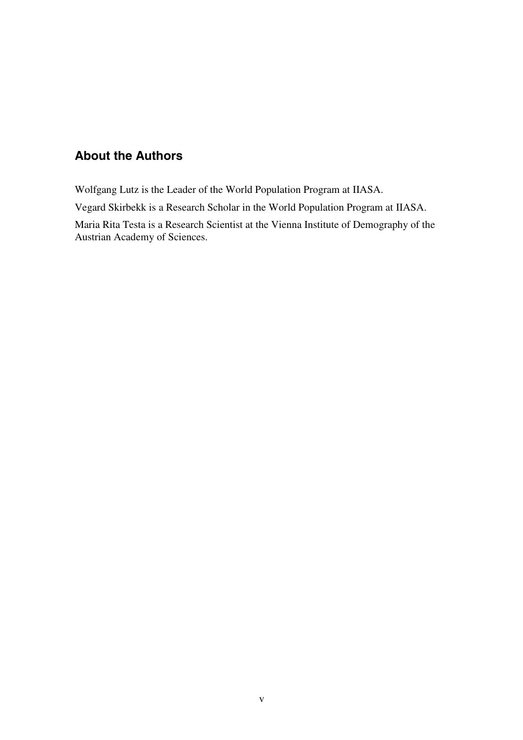## About the Authors

Wolfgang Lutz is the Leader of the World Population Program at IIASA.

Vegard Skirbekk is a Research Scholar in the World Population Program at IIASA.

Maria Rita Testa is a Research Scientist at the Vienna Institute of Demography of the Austrian Academy of Sciences.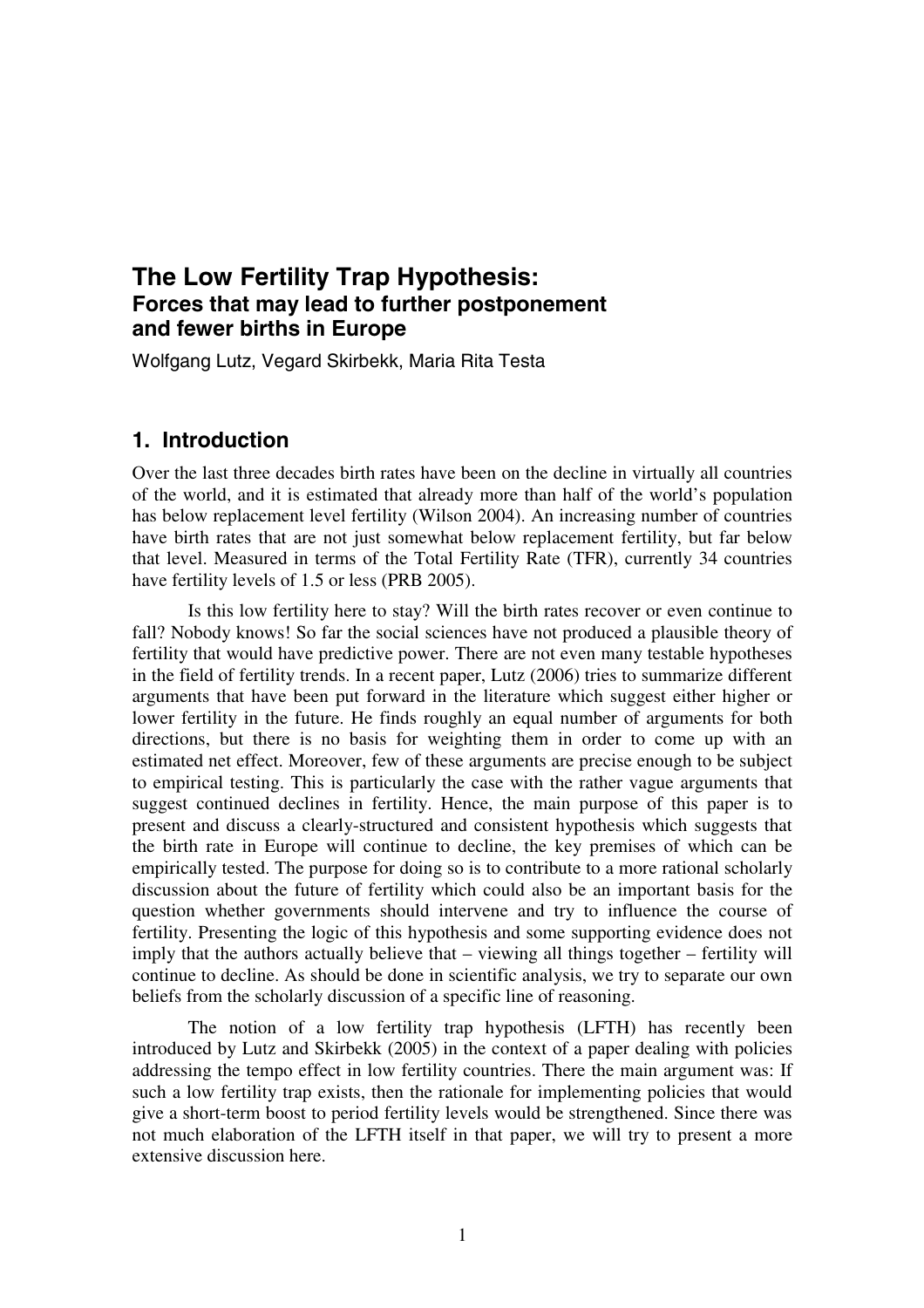# The Low Fertility Trap Hypothesis:

## Forces that may lead to further postponement and fewer births in Europe

Wolfgang Lutz, Vegard Skirbekk, Maria Rita Testa

## 1. Introduction

Over the last three decades birth rates have been on the decline in virtually all countries of the world, and it is estimated that already more than half of the world's population has below replacement level fertility (Wilson 2004). An increasing number of countries have birth rates that are not just somewhat below replacement fertility, but far below that level. Measured in terms of the Total Fertility Rate (TFR), currently 34 countries have fertility levels of 1.5 or less (PRB 2005).

Is this low fertility here to stay? Will the birth rates recover or even continue to fall? Nobody knows! So far the social sciences have not produced a plausible theory of fertility that would have predictive power. There are not even many testable hypotheses in the field of fertility trends. In a recent paper, Lutz (2006) tries to summarize different arguments that have been put forward in the literature which suggest either higher or lower fertility in the future. He finds roughly an equal number of arguments for both directions, but there is no basis for weighting them in order to come up with an estimated net effect. Moreover, few of these arguments are precise enough to be subject to empirical testing. This is particularly the case with the rather vague arguments that suggest continued declines in fertility. Hence, the main purpose of this paper is to present and discuss a clearly-structured and consistent hypothesis which suggests that the birth rate in Europe will continue to decline, the key premises of which can be empirically tested. The purpose for doing so is to contribute to a more rational scholarly discussion about the future of fertility which could also be an important basis for the question whether governments should intervene and try to influence the course of fertility. Presenting the logic of this hypothesis and some supporting evidence does not imply that the authors actually believe that – viewing all things together – fertility will continue to decline. As should be done in scientific analysis, we try to separate our own beliefs from the scholarly discussion of a specific line of reasoning.

The notion of a low fertility trap hypothesis (LFTH) has recently been introduced by Lutz and Skirbekk (2005) in the context of a paper dealing with policies addressing the tempo effect in low fertility countries. There the main argument was: If such a low fertility trap exists, then the rationale for implementing policies that would give a short-term boost to period fertility levels would be strengthened. Since there was not much elaboration of the LFTH itself in that paper, we will try to present a more extensive discussion here.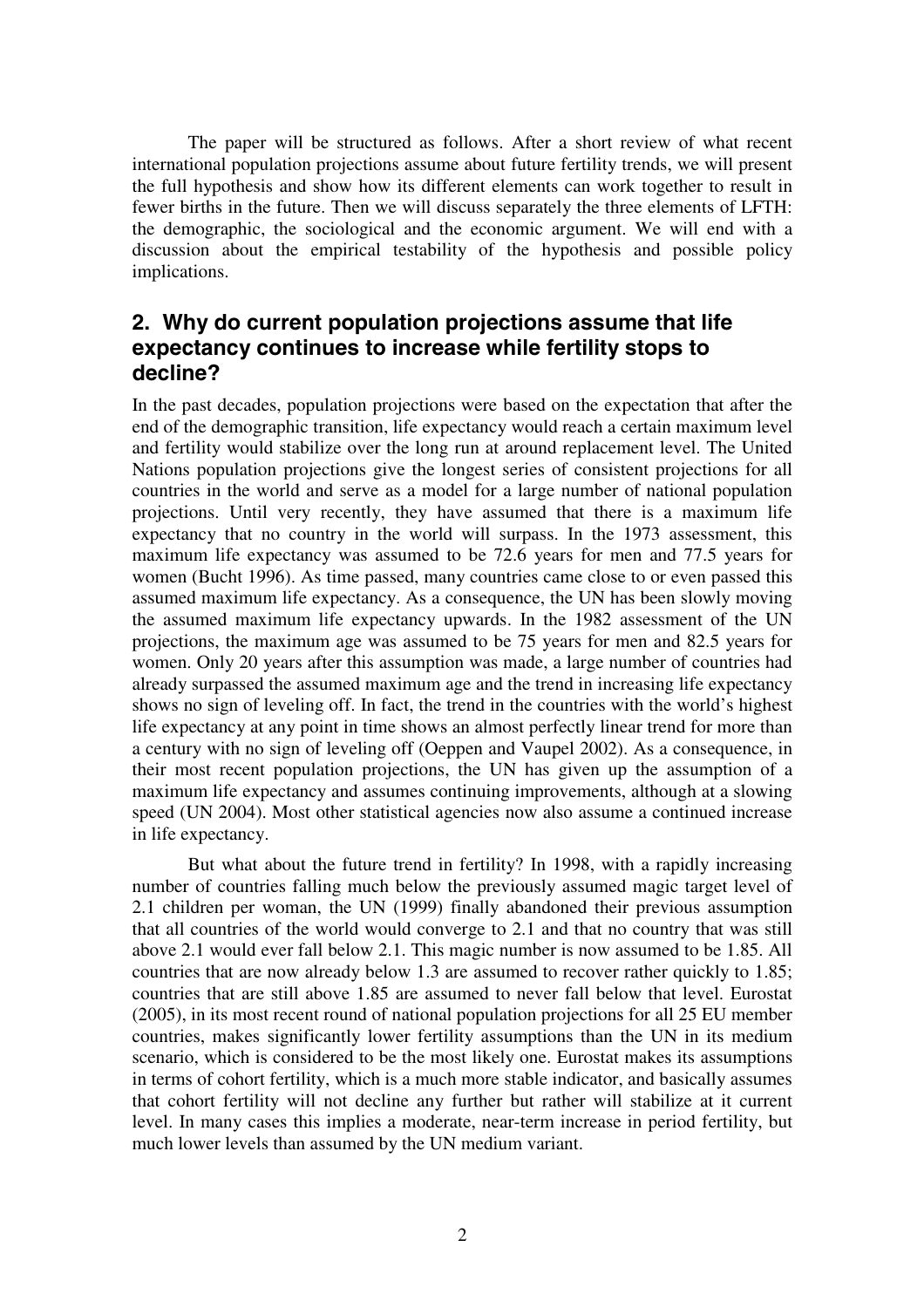The paper will be structured as follows. After a short review of what recent international population projections assume about future fertility trends, we will present the full hypothesis and show how its different elements can work together to result in fewer births in the future. Then we will discuss separately the three elements of LFTH: the demographic, the sociological and the economic argument. We will end with a discussion about the empirical testability of the hypothesis and possible policy implications.

## 2. Why do current population projections assume that life expectancy continues to increase while fertility stops to decline?

In the past decades, population projections were based on the expectation that after the end of the demographic transition, life expectancy would reach a certain maximum level and fertility would stabilize over the long run at around replacement level. The United Nations population projections give the longest series of consistent projections for all countries in the world and serve as a model for a large number of national population projections. Until very recently, they have assumed that there is a maximum life expectancy that no country in the world will surpass. In the 1973 assessment, this maximum life expectancy was assumed to be 72.6 years for men and 77.5 years for women (Bucht 1996). As time passed, many countries came close to or even passed this assumed maximum life expectancy. As a consequence, the UN has been slowly moving the assumed maximum life expectancy upwards. In the 1982 assessment of the UN projections, the maximum age was assumed to be 75 years for men and 82.5 years for women. Only 20 years after this assumption was made, a large number of countries had already surpassed the assumed maximum age and the trend in increasing life expectancy shows no sign of leveling off. In fact, the trend in the countries with the world's highest life expectancy at any point in time shows an almost perfectly linear trend for more than a century with no sign of leveling off (Oeppen and Vaupel 2002). As a consequence, in their most recent population projections, the UN has given up the assumption of a maximum life expectancy and assumes continuing improvements, although at a slowing speed (UN 2004). Most other statistical agencies now also assume a continued increase in life expectancy.

But what about the future trend in fertility? In 1998, with a rapidly increasing number of countries falling much below the previously assumed magic target level of 2.1 children per woman, the UN (1999) finally abandoned their previous assumption that all countries of the world would converge to 2.1 and that no country that was still above 2.1 would ever fall below 2.1. This magic number is now assumed to be 1.85. All countries that are now already below 1.3 are assumed to recover rather quickly to 1.85; countries that are still above 1.85 are assumed to never fall below that level. Eurostat (2005), in its most recent round of national population projections for all 25 EU member countries, makes significantly lower fertility assumptions than the UN in its medium scenario, which is considered to be the most likely one. Eurostat makes its assumptions in terms of cohort fertility, which is a much more stable indicator, and basically assumes that cohort fertility will not decline any further but rather will stabilize at it current level. In many cases this implies a moderate, near-term increase in period fertility, but much lower levels than assumed by the UN medium variant.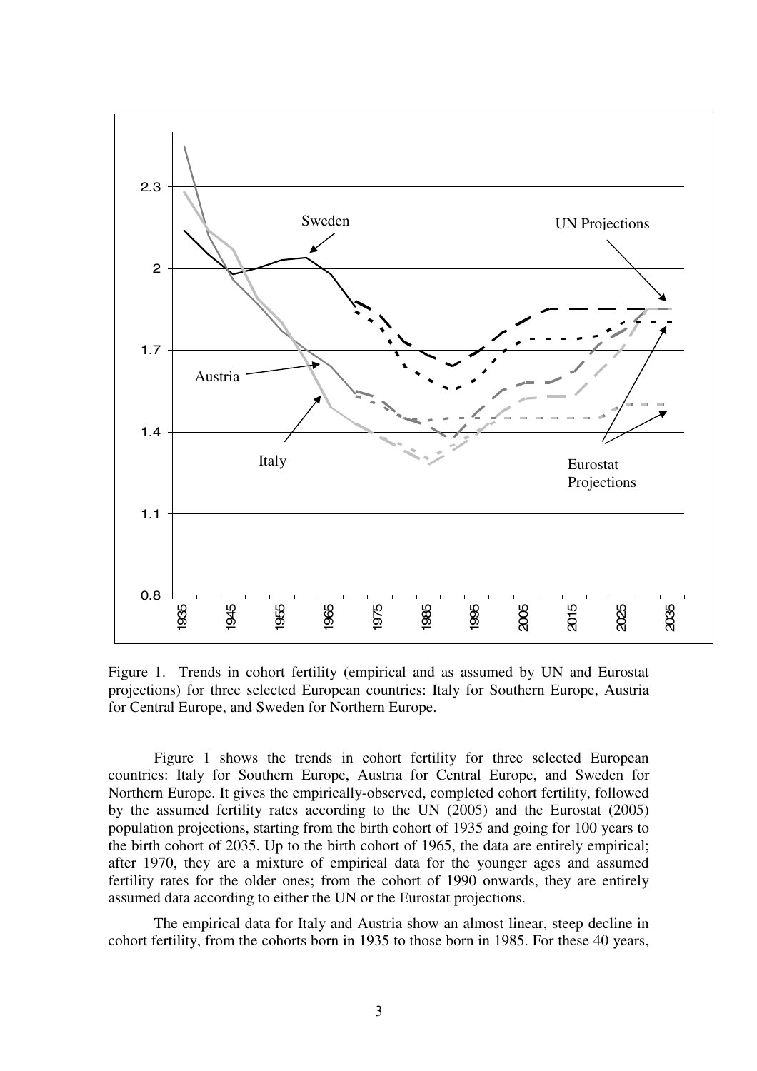Figure 1. Trends in cohort fertility (empirical and as assumed by UN and Eurostat projections) for three selected European countries: Italy for Southern Europe, Austria for Central Europe, and Sweden for Northern Europe.

Figure 1 shows the trends in cohort fertility for three selected European countries: Italy for Southern Europe, Austria for Central Europe, and Sweden for Northern Europe. It gives the empirically-observed, completed cohort fertility, followed by the assumed fertility rates according to the UN (2005) and the Eurostat (2005) population projections, starting from the birth cohort of 1935 and going for 100 years to the birth cohort of 2035. Up to the birth cohort of 1965, the data are entirely empirical; after 1970, they are a mixture of empirical data for the younger ages and assumed fertility rates for the older ones; from the cohort of 1990 onwards, they are entirely assumed data according to either the UN or the Eurostat projections.

The empirical data for Italy and Austria show an almost linear, steep decline in cohort fertility, from the cohorts born in 1935 to those born in 1985. For these 40 years,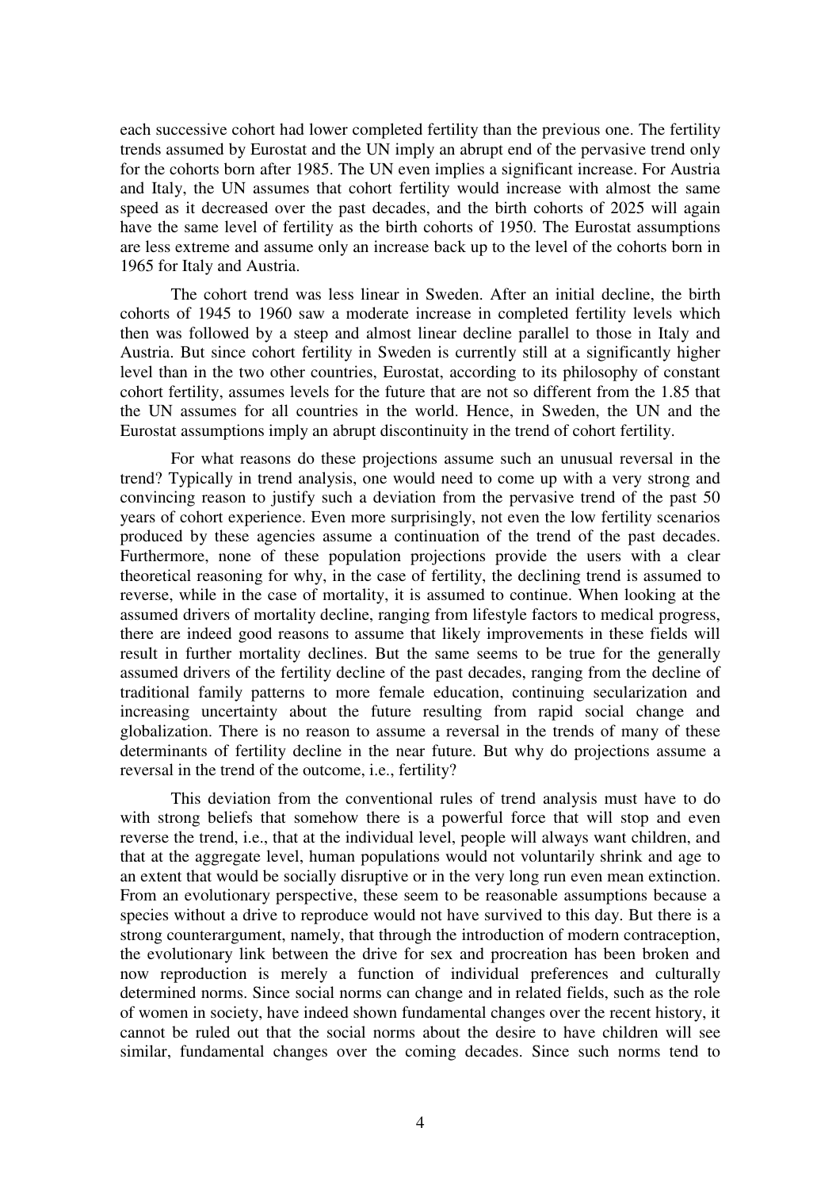each successive cohort had lower completed fertility than the previous one. The fertility trends assumed by Eurostat and the UN imply an abrupt end of the pervasive trend only for the cohorts born after 1985. The UN even implies a significant increase. For Austria and Italy, the UN assumes that cohort fertility would increase with almost the same speed as it decreased over the past decades, and the birth cohorts of 2025 will again have the same level of fertility as the birth cohorts of 1950. The Eurostat assumptions are less extreme and assume only an increase back up to the level of the cohorts born in 1965 for Italy and Austria.

The cohort trend was less linear in Sweden. After an initial decline, the birth cohorts of 1945 to 1960 saw a moderate increase in completed fertility levels which then was followed by a steep and almost linear decline parallel to those in Italy and Austria. But since cohort fertility in Sweden is currently still at a significantly higher level than in the two other countries, Eurostat, according to its philosophy of constant cohort fertility, assumes levels for the future that are not so different from the 1.85 that the UN assumes for all countries in the world. Hence, in Sweden, the UN and the Eurostat assumptions imply an abrupt discontinuity in the trend of cohort fertility.

For what reasons do these projections assume such an unusual reversal in the trend? Typically in trend analysis, one would need to come up with a very strong and convincing reason to justify such a deviation from the pervasive trend of the past 50 years of cohort experience. Even more surprisingly, not even the low fertility scenarios produced by these agencies assume a continuation of the trend of the past decades. Furthermore, none of these population projections provide the users with a clear theoretical reasoning for why, in the case of fertility, the declining trend is assumed to reverse, while in the case of mortality, it is assumed to continue. When looking at the assumed drivers of mortality decline, ranging from lifestyle factors to medical progress, there are indeed good reasons to assume that likely improvements in these fields will result in further mortality declines. But the same seems to be true for the generally assumed drivers of the fertility decline of the past decades, ranging from the decline of traditional family patterns to more female education, continuing secularization and increasing uncertainty about the future resulting from rapid social change and globalization. There is no reason to assume a reversal in the trends of many of these determinants of fertility decline in the near future. But why do projections assume a reversal in the trend of the outcome, i.e., fertility?

This deviation from the conventional rules of trend analysis must have to do with strong beliefs that somehow there is a powerful force that will stop and even reverse the trend, i.e., that at the individual level, people will always want children, and that at the aggregate level, human populations would not voluntarily shrink and age to an extent that would be socially disruptive or in the very long run even mean extinction. From an evolutionary perspective, these seem to be reasonable assumptions because a species without a drive to reproduce would not have survived to this day. But there is a strong counterargument, namely, that through the introduction of modern contraception, the evolutionary link between the drive for sex and procreation has been broken and now reproduction is merely a function of individual preferences and culturally determined norms. Since social norms can change and in related fields, such as the role of women in society, have indeed shown fundamental changes over the recent history, it cannot be ruled out that the social norms about the desire to have children will see similar, fundamental changes over the coming decades. Since such norms tend to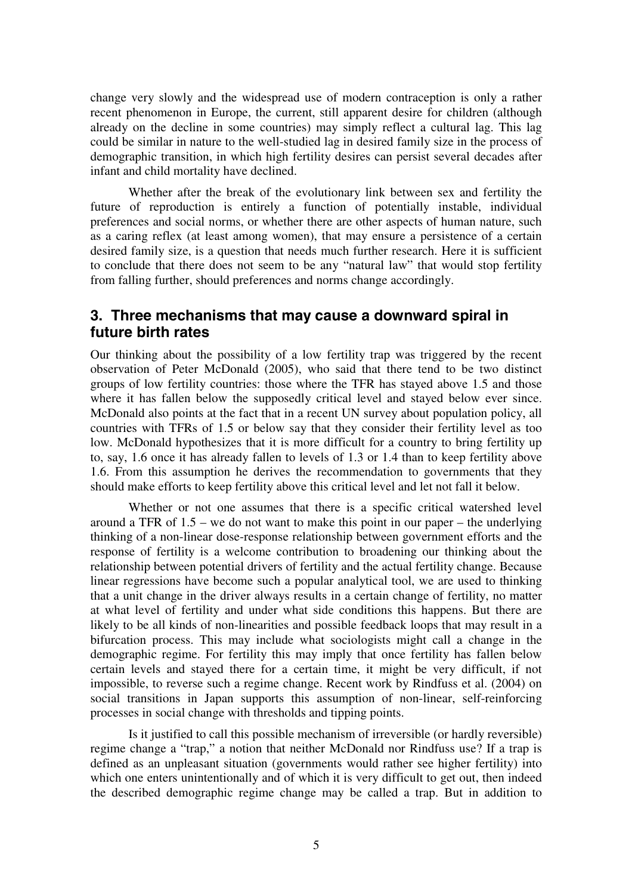change very slowly and the widespread use of modern contraception is only a rather recent phenomenon in Europe, the current, still apparent desire for children (although already on the decline in some countries) may simply reflect a cultural lag. This lag could be similar in nature to the well-studied lag in desired family size in the process of demographic transition, in which high fertility desires can persist several decades after infant and child mortality have declined.

Whether after the break of the evolutionary link between sex and fertility the future of reproduction is entirely a function of potentially instable, individual preferences and social norms, or whether there are other aspects of human nature, such as a caring reflex (at least among women), that may ensure a persistence of a certain desired family size, is a question that needs much further research. Here it is sufficient to conclude that there does not seem to be any "natural law" that would stop fertility from falling further, should preferences and norms change accordingly.

## 3. Three mechanisms that may cause a downward spiral in future birth rates

Our thinking about the possibility of a low fertility trap was triggered by the recent observation of Peter McDonald (2005), who said that there tend to be two distinct groups of low fertility countries: those where the TFR has stayed above 1.5 and those where it has fallen below the supposedly critical level and stayed below ever since. McDonald also points at the fact that in a recent UN survey about population policy, all countries with TFRs of 1.5 or below say that they consider their fertility level as too low. McDonald hypothesizes that it is more difficult for a country to bring fertility up to, say, 1.6 once it has already fallen to levels of 1.3 or 1.4 than to keep fertility above 1.6. From this assumption he derives the recommendation to governments that they should make efforts to keep fertility above this critical level and let not fall it below.

Whether or not one assumes that there is a specific critical watershed level around a TFR of 1.5 – we do not want to make this point in our paper – the underlying thinking of a non-linear dose-response relationship between government efforts and the response of fertility is a welcome contribution to broadening our thinking about the relationship between potential drivers of fertility and the actual fertility change. Because linear regressions have become such a popular analytical tool, we are used to thinking that a unit change in the driver always results in a certain change of fertility, no matter at what level of fertility and under what side conditions this happens. But there are likely to be all kinds of non-linearities and possible feedback loops that may result in a bifurcation process. This may include what sociologists might call a change in the demographic regime. For fertility this may imply that once fertility has fallen below certain levels and stayed there for a certain time, it might be very difficult, if not impossible, to reverse such a regime change. Recent work by Rindfuss et al. (2004) on social transitions in Japan supports this assumption of non-linear, self-reinforcing processes in social change with thresholds and tipping points.

Is it justified to call this possible mechanism of irreversible (or hardly reversible) regime change a "trap," a notion that neither McDonald nor Rindfuss use? If a trap is defined as an unpleasant situation (governments would rather see higher fertility) into which one enters unintentionally and of which it is very difficult to get out, then indeed the described demographic regime change may be called a trap. But in addition to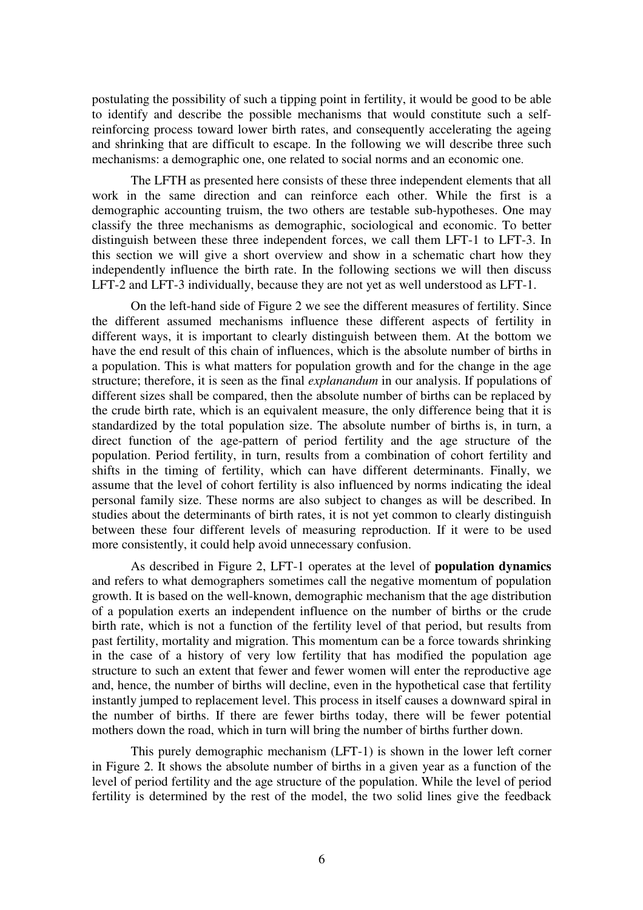postulating the possibility of such a tipping point in fertility, it would be good to be able to identify and describe the possible mechanisms that would constitute such a self-reinforcing process toward lower birth rates, and consequently accelerating the ageing and shrinking that are difficult to escape. In the following we will describe three such mechanisms: a demographic one, one related to social norms and an economic one.

The LFTH as presented here consists of these three independent elements that all work in the same direction and can reinforce each other. While the first is a demographic accounting truism, the two others are testable sub-hypotheses. One may classify the three mechanisms as demographic, sociological and economic. To better distinguish between these three independent forces, we call them LFT-1 to LFT-3. In this section we will give a short overview and show in a schematic chart how they independently influence the birth rate. In the following sections we will then discuss LFT-2 and LFT-3 individually, because they are not yet as well understood as LFT-1.

On the left-hand side of Figure 2 we see the different measures of fertility. Since the different assumed mechanisms influence these different aspects of fertility in different ways, it is important to clearly distinguish between them. At the bottom we have the end result of this chain of influences, which is the absolute number of births in a population. This is what matters for population growth and for the change in the age structure; therefore, it is seen as the final *explanandum* in our analysis. If populations of different sizes shall be compared, then the absolute number of births can be replaced by the crude birth rate, which is an equivalent measure, the only difference being that it is standardized by the total population size. The absolute number of births is, in turn, a direct function of the age-pattern of period fertility and the age structure of the population. Period fertility, in turn, results from a combination of cohort fertility and shifts in the timing of fertility, which can have different determinants. Finally, we assume that the level of cohort fertility is also influenced by norms indicating the ideal personal family size. These norms are also subject to changes as will be described. In studies about the determinants of birth rates, it is not yet common to clearly distinguish between these four different levels of measuring reproduction. If it were to be used more consistently, it could help avoid unnecessary confusion.

As described in Figure 2, LFT-1 operates at the level of **population dynamics** and refers to what demographers sometimes call the negative momentum of population growth. It is based on the well-known, demographic mechanism that the age distribution of a population exerts an independent influence on the number of births or the crude birth rate, which is not a function of the fertility level of that period, but results from past fertility, mortality and migration. This momentum can be a force towards shrinking in the case of a history of very low fertility that has modified the population age structure to such an extent that fewer and fewer women will enter the reproductive age and, hence, the number of births will decline, even in the hypothetical case that fertility instantly jumped to replacement level. This process in itself causes a downward spiral in the number of births. If there are fewer births today, there will be fewer potential mothers down the road, which in turn will bring the number of births further down.

This purely demographic mechanism (LFT-1) is shown in the lower left corner in Figure 2. It shows the absolute number of births in a given year as a function of the level of period fertility and the age structure of the population. While the level of period fertility is determined by the rest of the model, the two solid lines give the feedback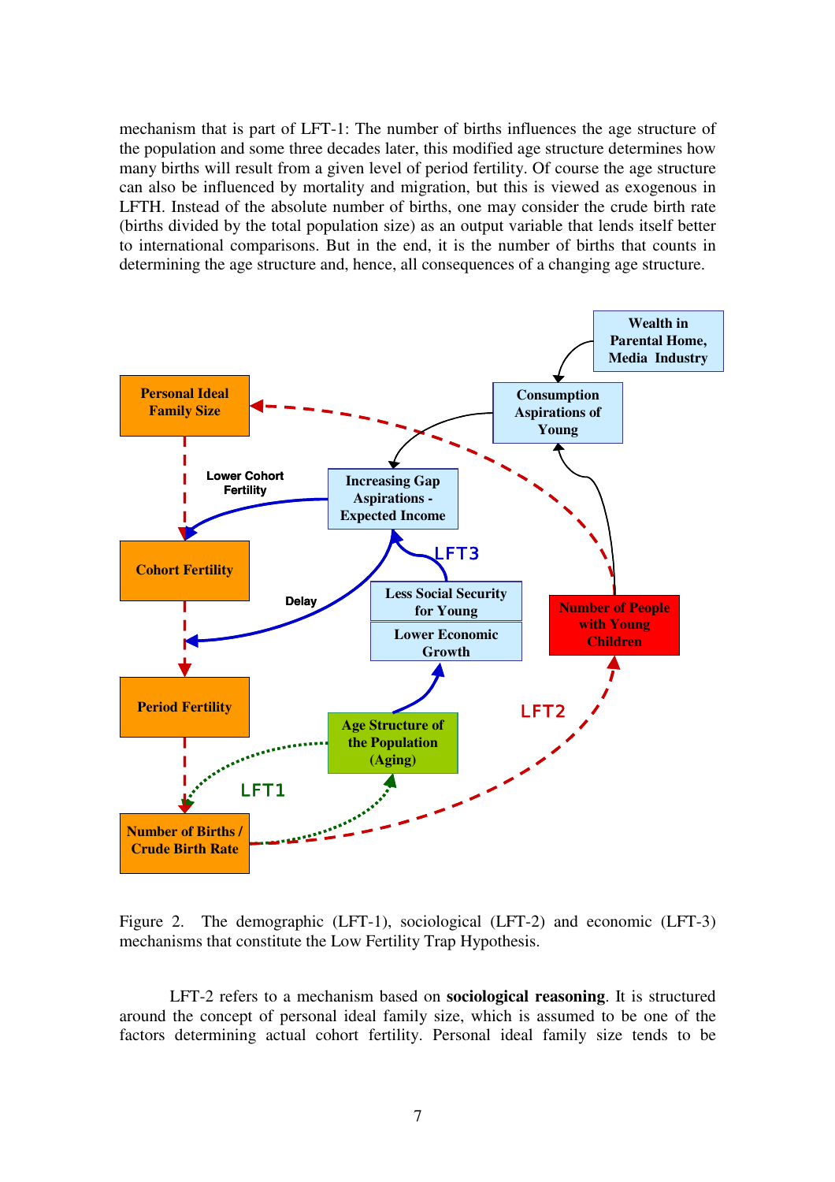mechanism that is part of LFT-1: The number of births influences the age structure of the population and some three decades later, this modified age structure determines how many births will result from a given level of period fertility. Of course the age structure can also be influenced by mortality and migration, but this is viewed as exogenous in LFTH. Instead of the absolute number of births, one may consider the crude birth rate (births divided by the total population size) as an output variable that lends itself better to international comparisons. But in the end, it is the number of births that counts in determining the age structure and, hence, all consequences of a changing age structure.

Figure 2. The demographic (LFT-1), sociological (LFT-2) and economic (LFT-3) mechanisms that constitute the Low Fertility Trap Hypothesis.

LFT-2 refers to a mechanism based on **sociological reasoning**. It is structured around the concept of personal ideal family size, which is assumed to be one of the factors determining actual cohort fertility. Personal ideal family size tends to be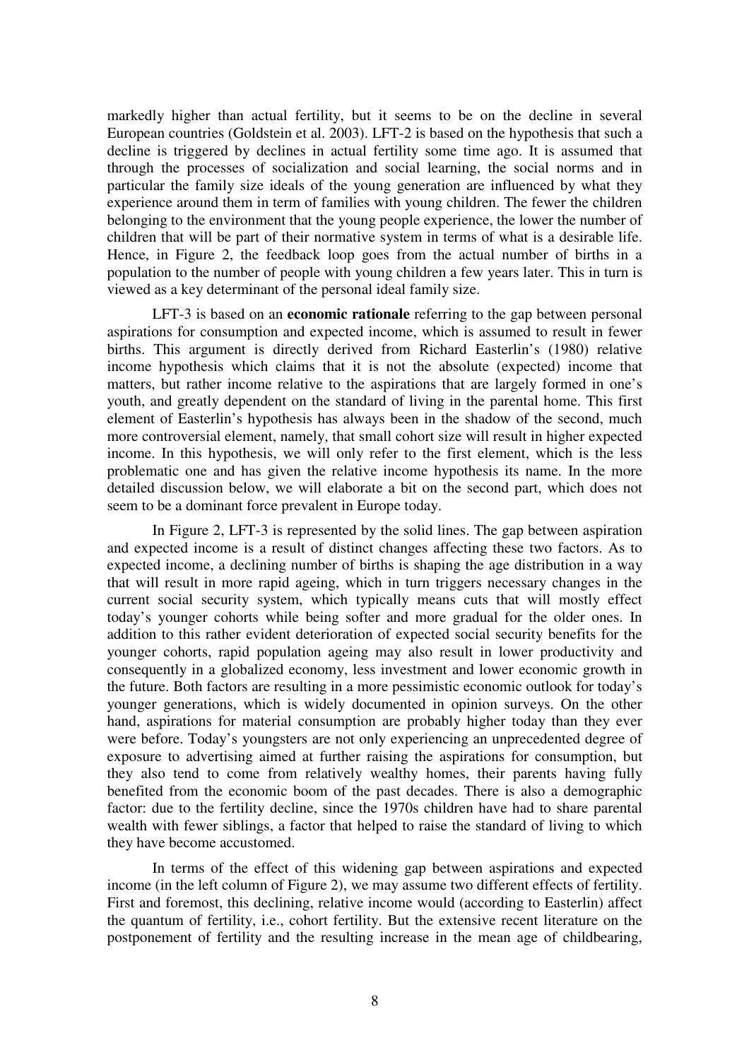markedly higher than actual fertility, but it seems to be on the decline in several European countries (Goldstein et al. 2003). LFT-2 is based on the hypothesis that such a decline is triggered by declines in actual fertility some time ago. It is assumed that through the processes of socialization and social learning, the social norms and in particular the family size ideals of the young generation are influenced by what they experience around them in term of families with young children. The fewer the children belonging to the environment that the young people experience, the lower the number of children that will be part of their normative system in terms of what is a desirable life. Hence, in Figure 2, the feedback loop goes from the actual number of births in a population to the number of people with young children a few years later. This in turn is viewed as a key determinant of the personal ideal family size.

LFT-3 is based on an **economic rationale** referring to the gap between personal aspirations for consumption and expected income, which is assumed to result in fewer births. This argument is directly derived from Richard Easterlin's (1980) relative income hypothesis which claims that it is not the absolute (expected) income that matters, but rather income relative to the aspirations that are largely formed in one's youth, and greatly dependent on the standard of living in the parental home. This first element of Easterlin's hypothesis has always been in the shadow of the second, much more controversial element, namely, that small cohort size will result in higher expected income. In this hypothesis, we will only refer to the first element, which is the less problematic one and has given the relative income hypothesis its name. In the more detailed discussion below, we will elaborate a bit on the second part, which does not seem to be a dominant force prevalent in Europe today.

In Figure 2, LFT-3 is represented by the solid lines. The gap between aspiration and expected income is a result of distinct changes affecting these two factors. As to expected income, a declining number of births is shaping the age distribution in a way that will result in more rapid ageing, which in turn triggers necessary changes in the current social security system, which typically means cuts that will mostly effect today's younger cohorts while being softer and more gradual for the older ones. In addition to this rather evident deterioration of expected social security benefits for the younger cohorts, rapid population ageing may also result in lower productivity and consequently in a globalized economy, less investment and lower economic growth in the future. Both factors are resulting in a more pessimistic economic outlook for today's younger generations, which is widely documented in opinion surveys. On the other hand, aspirations for material consumption are probably higher today than they ever were before. Today's youngsters are not only experiencing an unprecedented degree of exposure to advertising aimed at further raising the aspirations for consumption, but they also tend to come from relatively wealthy homes, their parents having fully benefited from the economic boom of the past decades. There is also a demographic factor: due to the fertility decline, since the 1970s children have had to share parental wealth with fewer siblings, a factor that helped to raise the standard of living to which they have become accustomed.

In terms of the effect of this widening gap between aspirations and expected income (in the left column of Figure 2), we may assume two different effects of fertility. First and foremost, this declining, relative income would (according to Easterlin) affect the quantum of fertility, i.e., cohort fertility. But the extensive recent literature on the postponement of fertility and the resulting increase in the mean age of childbearing,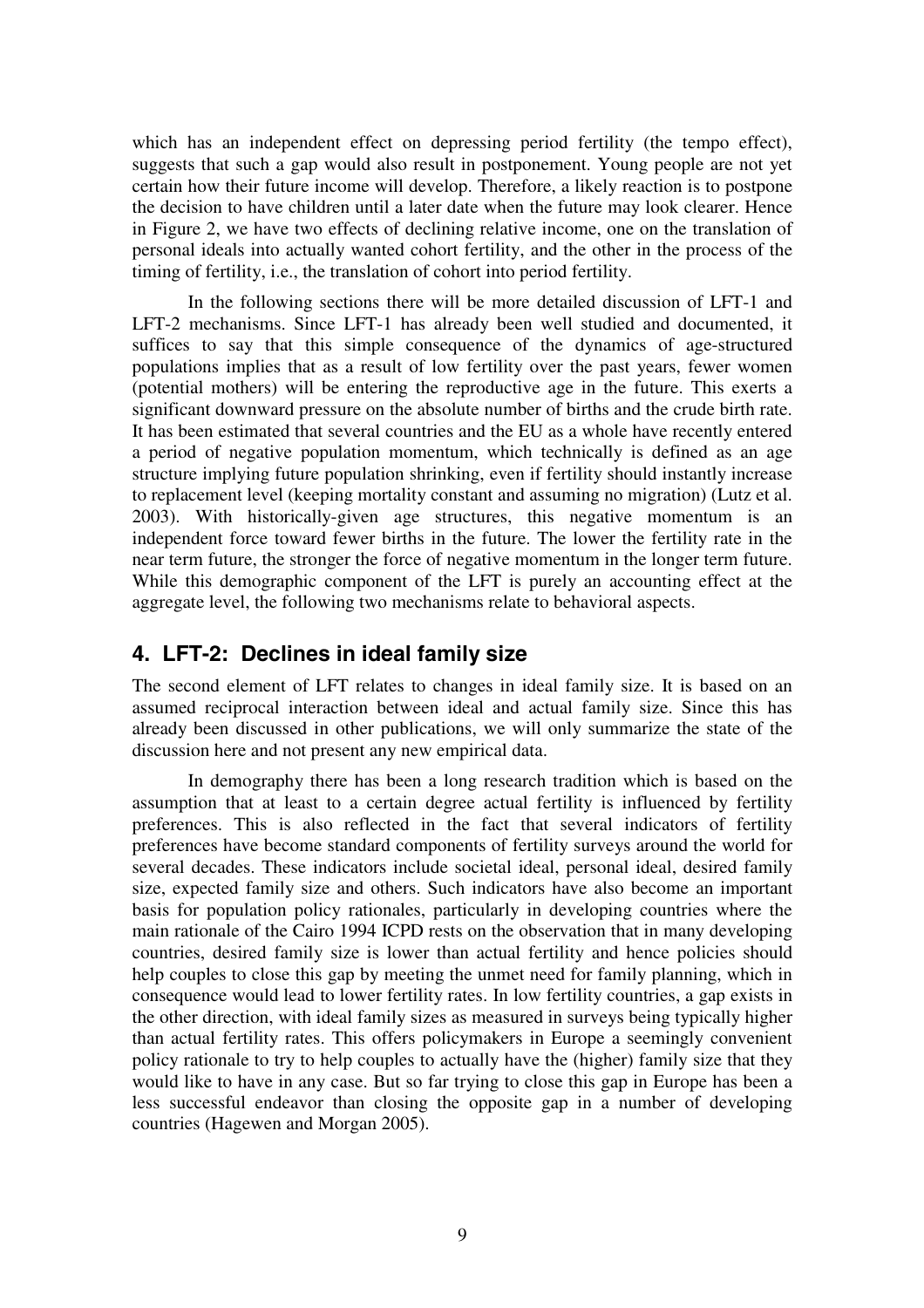which has an independent effect on depressing period fertility (the tempo effect), suggests that such a gap would also result in postponement. Young people are not yet certain how their future income will develop. Therefore, a likely reaction is to postpone the decision to have children until a later date when the future may look clearer. Hence in Figure 2, we have two effects of declining relative income, one on the translation of personal ideals into actually wanted cohort fertility, and the other in the process of the timing of fertility, i.e., the translation of cohort into period fertility.

In the following sections there will be more detailed discussion of LFT-1 and LFT-2 mechanisms. Since LFT-1 has already been well studied and documented, it suffices to say that this simple consequence of the dynamics of age-structured populations implies that as a result of low fertility over the past years, fewer women (potential mothers) will be entering the reproductive age in the future. This exerts a significant downward pressure on the absolute number of births and the crude birth rate. It has been estimated that several countries and the EU as a whole have recently entered a period of negative population momentum, which technically is defined as an age structure implying future population shrinking, even if fertility should instantly increase to replacement level (keeping mortality constant and assuming no migration) (Lutz et al. 2003). With historically-given age structures, this negative momentum is an independent force toward fewer births in the future. The lower the fertility rate in the near term future, the stronger the force of negative momentum in the longer term future. While this demographic component of the LFT is purely an accounting effect at the aggregate level, the following two mechanisms relate to behavioral aspects.

## 4. LFT-2: Declines in ideal family size

The second element of LFT relates to changes in ideal family size. It is based on an assumed reciprocal interaction between ideal and actual family size. Since this has already been discussed in other publications, we will only summarize the state of the discussion here and not present any new empirical data.

In demography there has been a long research tradition which is based on the assumption that at least to a certain degree actual fertility is influenced by fertility preferences. This is also reflected in the fact that several indicators of fertility preferences have become standard components of fertility surveys around the world for several decades. These indicators include societal ideal, personal ideal, desired family size, expected family size and others. Such indicators have also become an important basis for population policy rationales, particularly in developing countries where the main rationale of the Cairo 1994 ICPD rests on the observation that in many developing countries, desired family size is lower than actual fertility and hence policies should help couples to close this gap by meeting the unmet need for family planning, which in consequence would lead to lower fertility rates. In low fertility countries, a gap exists in the other direction, with ideal family sizes as measured in surveys being typically higher than actual fertility rates. This offers policymakers in Europe a seemingly convenient policy rationale to try to help couples to actually have the (higher) family size that they would like to have in any case. But so far trying to close this gap in Europe has been a less successful endeavor than closing the opposite gap in a number of developing countries (Hagewen and Morgan 2005).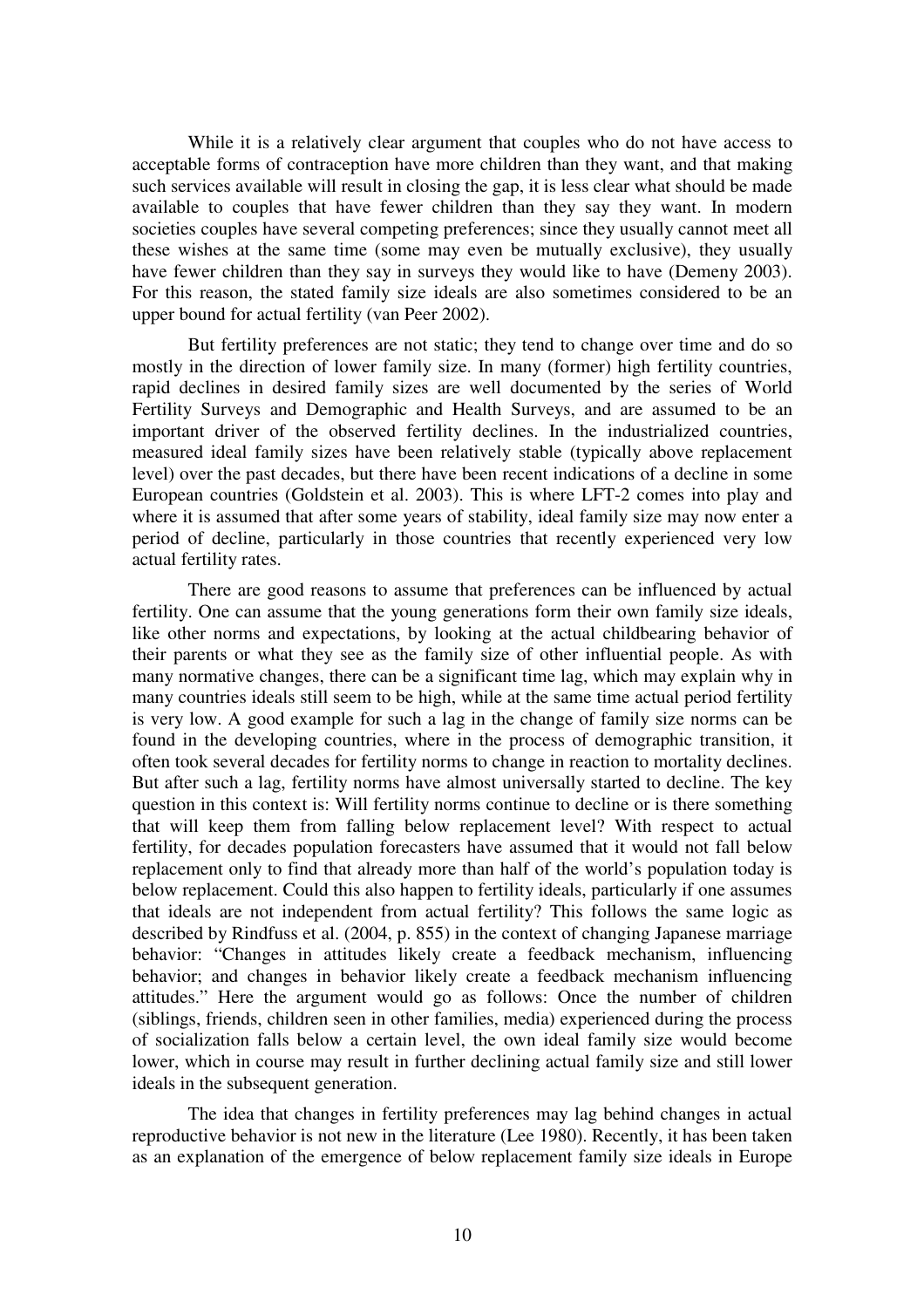While it is a relatively clear argument that couples who do not have access to acceptable forms of contraception have more children than they want, and that making such services available will result in closing the gap, it is less clear what should be made available to couples that have fewer children than they say they want. In modern societies couples have several competing preferences; since they usually cannot meet all these wishes at the same time (some may even be mutually exclusive), they usually have fewer children than they say in surveys they would like to have (Demeny 2003). For this reason, the stated family size ideals are also sometimes considered to be an upper bound for actual fertility (van Peer 2002).

But fertility preferences are not static; they tend to change over time and do so mostly in the direction of lower family size. In many (former) high fertility countries, rapid declines in desired family sizes are well documented by the series of World Fertility Surveys and Demographic and Health Surveys, and are assumed to be an important driver of the observed fertility declines. In the industrialized countries, measured ideal family sizes have been relatively stable (typically above replacement level) over the past decades, but there have been recent indications of a decline in some European countries (Goldstein et al. 2003). This is where LFT-2 comes into play and where it is assumed that after some years of stability, ideal family size may now enter a period of decline, particularly in those countries that recently experienced very low actual fertility rates.

There are good reasons to assume that preferences can be influenced by actual fertility. One can assume that the young generations form their own family size ideals, like other norms and expectations, by looking at the actual childbearing behavior of their parents or what they see as the family size of other influential people. As with many normative changes, there can be a significant time lag, which may explain why in many countries ideals still seem to be high, while at the same time actual period fertility is very low. A good example for such a lag in the change of family size norms can be found in the developing countries, where in the process of demographic transition, it often took several decades for fertility norms to change in reaction to mortality declines. But after such a lag, fertility norms have almost universally started to decline. The key question in this context is: Will fertility norms continue to decline or is there something that will keep them from falling below replacement level? With respect to actual fertility, for decades population forecasters have assumed that it would not fall below replacement only to find that already more than half of the world's population today is below replacement. Could this also happen to fertility ideals, particularly if one assumes that ideals are not independent from actual fertility? This follows the same logic as described by Rindfuss et al. (2004, p. 855) in the context of changing Japanese marriage behavior: "Changes in attitudes likely create a feedback mechanism, influencing behavior; and changes in behavior likely create a feedback mechanism influencing attitudes." Here the argument would go as follows: Once the number of children (siblings, friends, children seen in other families, media) experienced during the process of socialization falls below a certain level, the own ideal family size would become lower, which in course may result in further declining actual family size and still lower ideals in the subsequent generation.

The idea that changes in fertility preferences may lag behind changes in actual reproductive behavior is not new in the literature (Lee 1980). Recently, it has been taken as an explanation of the emergence of below replacement family size ideals in Europe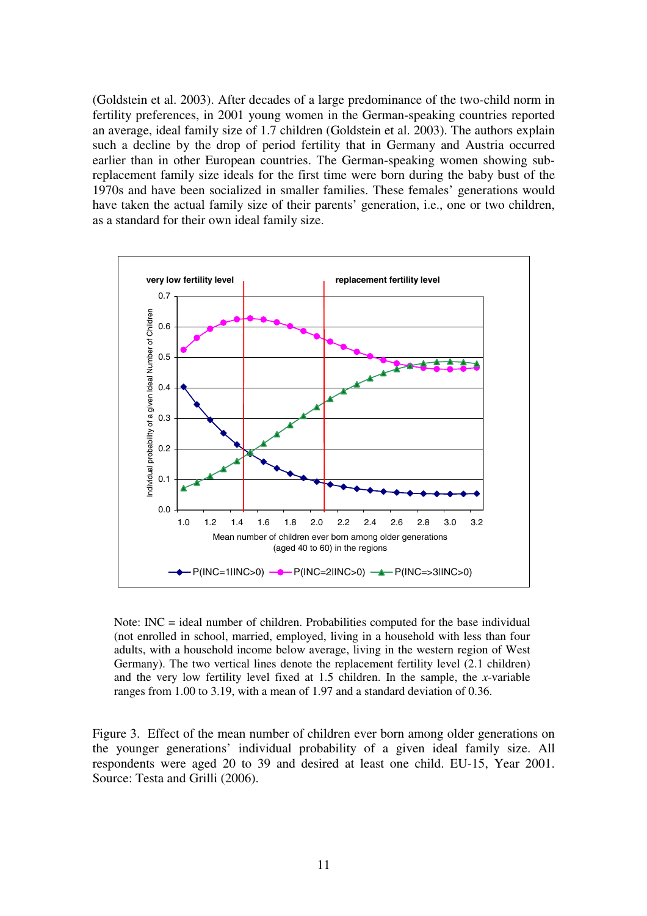(Goldstein et al. 2003). After decades of a large predominance of the two-child norm in fertility preferences, in 2001 young women in the German-speaking countries reported an average, ideal family size of 1.7 children (Goldstein et al. 2003). The authors explain such a decline by the drop of period fertility that in Germany and Austria occurred earlier than in other European countries. The German-speaking women showing sub-replacement family size ideals for the first time were born during the baby bust of the 1970s and have been socialized in smaller families. These females' generations would have taken the actual family size of their parents' generation, i.e., one or two children, as a standard for their own ideal family size.

Note: INC = ideal number of children. Probabilities computed for the base individual (not enrolled in school, married, employed, living in a household with less than four adults, with a household income below average, living in the western region of West Germany). The two vertical lines denote the replacement fertility level (2.1 children) and the very low fertility level fixed at 1.5 children. In the sample, the *x*-variable ranges from 1.00 to 3.19, with a mean of 1.97 and a standard deviation of 0.36.

Figure 3. Effect of the mean number of children ever born among older generations on the younger generations' individual probability of a given ideal family size. All respondents were aged 20 to 39 and desired at least one child. EU-15, Year 2001. Source: Testa and Grilli (2006).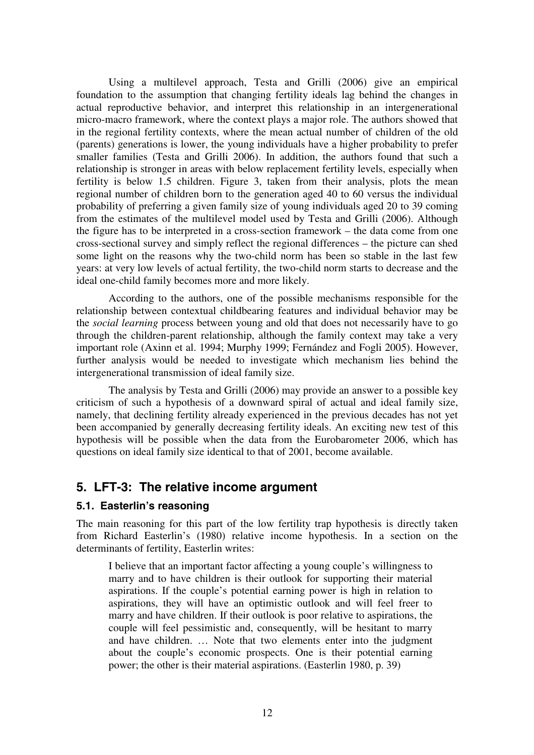Using a multilevel approach, Testa and Grilli (2006) give an empirical foundation to the assumption that changing fertility ideals lag behind the changes in actual reproductive behavior, and interpret this relationship in an intergenerational micro-macro framework, where the context plays a major role. The authors showed that in the regional fertility contexts, where the mean actual number of children of the old (parents) generations is lower, the young individuals have a higher probability to prefer smaller families (Testa and Grilli 2006). In addition, the authors found that such a relationship is stronger in areas with below replacement fertility levels, especially when fertility is below 1.5 children. Figure 3, taken from their analysis, plots the mean regional number of children born to the generation aged 40 to 60 versus the individual probability of preferring a given family size of young individuals aged 20 to 39 coming from the estimates of the multilevel model used by Testa and Grilli (2006). Although the figure has to be interpreted in a cross-section framework – the data come from one cross-sectional survey and simply reflect the regional differences – the picture can shed some light on the reasons why the two-child norm has been so stable in the last few years: at very low levels of actual fertility, the two-child norm starts to decrease and the ideal one-child family becomes more and more likely.

According to the authors, one of the possible mechanisms responsible for the relationship between contextual childbearing features and individual behavior may be the *social learning* process between young and old that does not necessarily have to go through the children-parent relationship, although the family context may take a very important role (Axinn et al. 1994; Murphy 1999; Fernández and Fogli 2005). However, further analysis would be needed to investigate which mechanism lies behind the intergenerational transmission of ideal family size.

The analysis by Testa and Grilli (2006) may provide an answer to a possible key criticism of such a hypothesis of a downward spiral of actual and ideal family size, namely, that declining fertility already experienced in the previous decades has not yet been accompanied by generally decreasing fertility ideals. An exciting new test of this hypothesis will be possible when the data from the Eurobarometer 2006, which has questions on ideal family size identical to that of 2001, become available.

## 5. LFT-3: The relative income argument

### 5.1. Easterlin's reasoning

The main reasoning for this part of the low fertility trap hypothesis is directly taken from Richard Easterlin's (1980) relative income hypothesis. In a section on the determinants of fertility, Easterlin writes:

> I believe that an important factor affecting a young couple's willingness to marry and to have children is their outlook for supporting their material aspirations. If the couple's potential earning power is high in relation to aspirations, they will have an optimistic outlook and will feel freer to marry and have children. If their outlook is poor relative to aspirations, the couple will feel pessimistic and, consequently, will be hesitant to marry and have children. … Note that two elements enter into the judgment about the couple's economic prospects. One is their potential earning power; the other is their material aspirations. (Easterlin 1980, p. 39)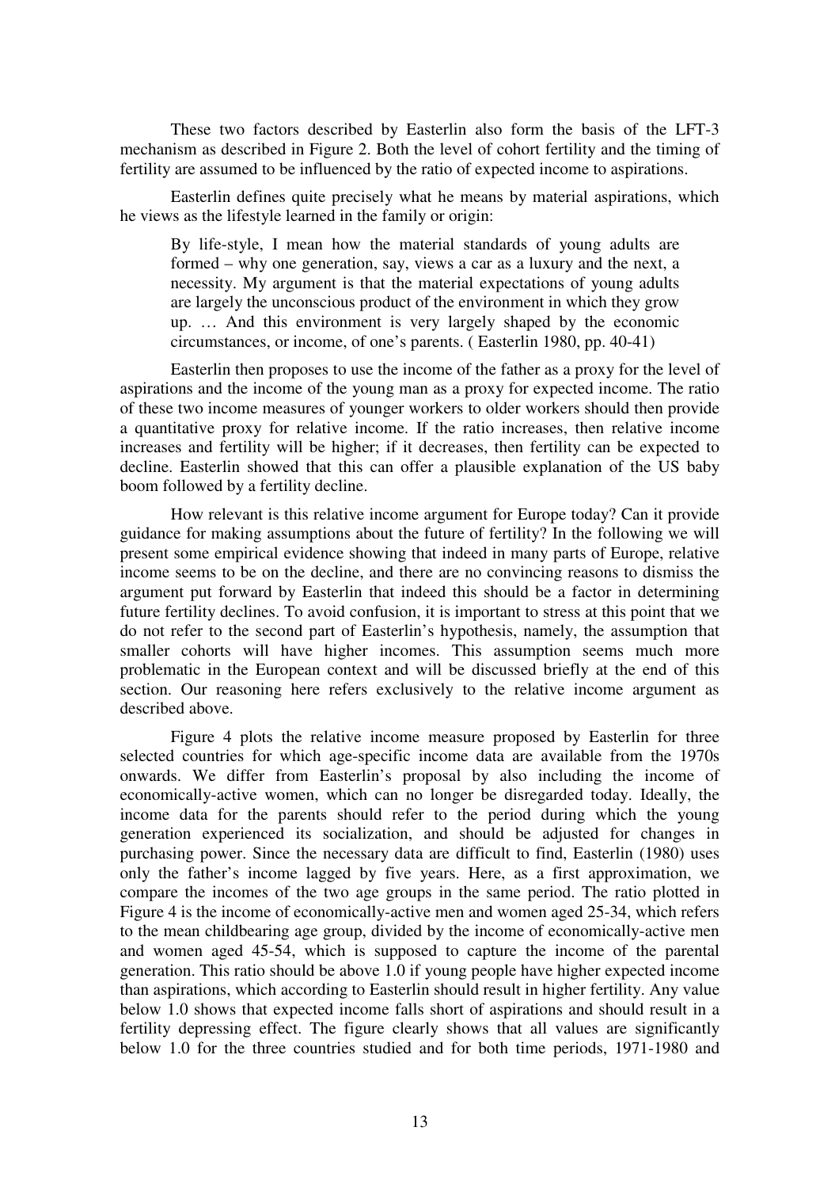These two factors described by Easterlin also form the basis of the LFT-3 mechanism as described in Figure 2. Both the level of cohort fertility and the timing of fertility are assumed to be influenced by the ratio of expected income to aspirations.

Easterlin defines quite precisely what he means by material aspirations, which he views as the lifestyle learned in the family or origin:

> By life-style, I mean how the material standards of young adults are formed – why one generation, say, views a car as a luxury and the next, a necessity. My argument is that the material expectations of young adults are largely the unconscious product of the environment in which they grow up. … And this environment is very largely shaped by the economic circumstances, or income, of one's parents. ( Easterlin 1980, pp. 40-41)

Easterlin then proposes to use the income of the father as a proxy for the level of aspirations and the income of the young man as a proxy for expected income. The ratio of these two income measures of younger workers to older workers should then provide a quantitative proxy for relative income. If the ratio increases, then relative income increases and fertility will be higher; if it decreases, then fertility can be expected to decline. Easterlin showed that this can offer a plausible explanation of the US baby boom followed by a fertility decline.

How relevant is this relative income argument for Europe today? Can it provide guidance for making assumptions about the future of fertility? In the following we will present some empirical evidence showing that indeed in many parts of Europe, relative income seems to be on the decline, and there are no convincing reasons to dismiss the argument put forward by Easterlin that indeed this should be a factor in determining future fertility declines. To avoid confusion, it is important to stress at this point that we do not refer to the second part of Easterlin's hypothesis, namely, the assumption that smaller cohorts will have higher incomes. This assumption seems much more problematic in the European context and will be discussed briefly at the end of this section. Our reasoning here refers exclusively to the relative income argument as described above.

Figure 4 plots the relative income measure proposed by Easterlin for three selected countries for which age-specific income data are available from the 1970s onwards. We differ from Easterlin's proposal by also including the income of economically-active women, which can no longer be disregarded today. Ideally, the income data for the parents should refer to the period during which the young generation experienced its socialization, and should be adjusted for changes in purchasing power. Since the necessary data are difficult to find, Easterlin (1980) uses only the father's income lagged by five years. Here, as a first approximation, we compare the incomes of the two age groups in the same period. The ratio plotted in Figure 4 is the income of economically-active men and women aged 25-34, which refers to the mean childbearing age group, divided by the income of economically-active men and women aged 45-54, which is supposed to capture the income of the parental generation. This ratio should be above 1.0 if young people have higher expected income than aspirations, which according to Easterlin should result in higher fertility. Any value below 1.0 shows that expected income falls short of aspirations and should result in a fertility depressing effect. The figure clearly shows that all values are significantly below 1.0 for the three countries studied and for both time periods, 1971-1980 and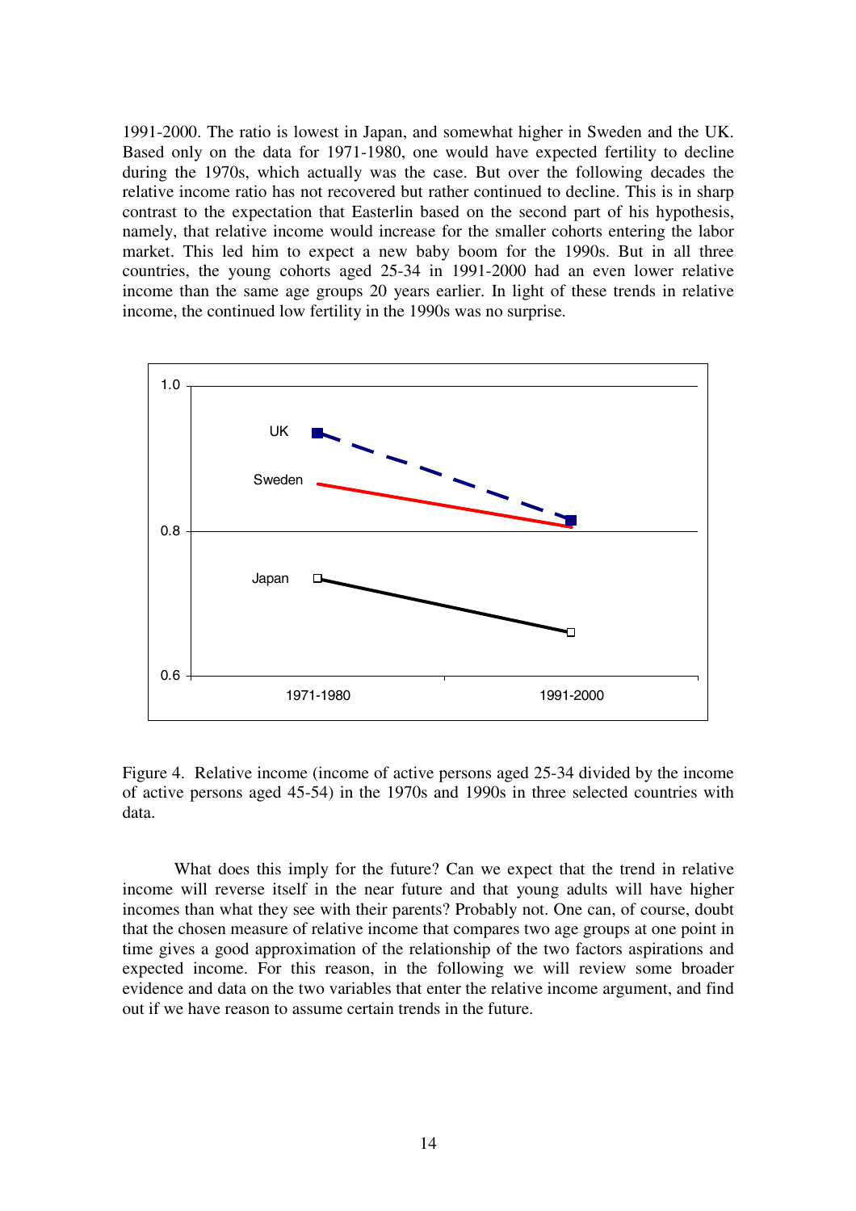1991-2000. The ratio is lowest in Japan, and somewhat higher in Sweden and the UK. Based only on the data for 1971-1980, one would have expected fertility to decline during the 1970s, which actually was the case. But over the following decades the relative income ratio has not recovered but rather continued to decline. This is in sharp contrast to the expectation that Easterlin based on the second part of his hypothesis, namely, that relative income would increase for the smaller cohorts entering the labor market. This led him to expect a new baby boom for the 1990s. But in all three countries, the young cohorts aged 25-34 in 1991-2000 had an even lower relative income than the same age groups 20 years earlier. In light of these trends in relative income, the continued low fertility in the 1990s was no surprise.

Figure 4. Relative income (income of active persons aged 25-34 divided by the income of active persons aged 45-54) in the 1970s and 1990s in three selected countries with data.

What does this imply for the future? Can we expect that the trend in relative income will reverse itself in the near future and that young adults will have higher incomes than what they see with their parents? Probably not. One can, of course, doubt that the chosen measure of relative income that compares two age groups at one point in time gives a good approximation of the relationship of the two factors aspirations and expected income. For this reason, in the following we will review some broader evidence and data on the two variables that enter the relative income argument, and find out if we have reason to assume certain trends in the future.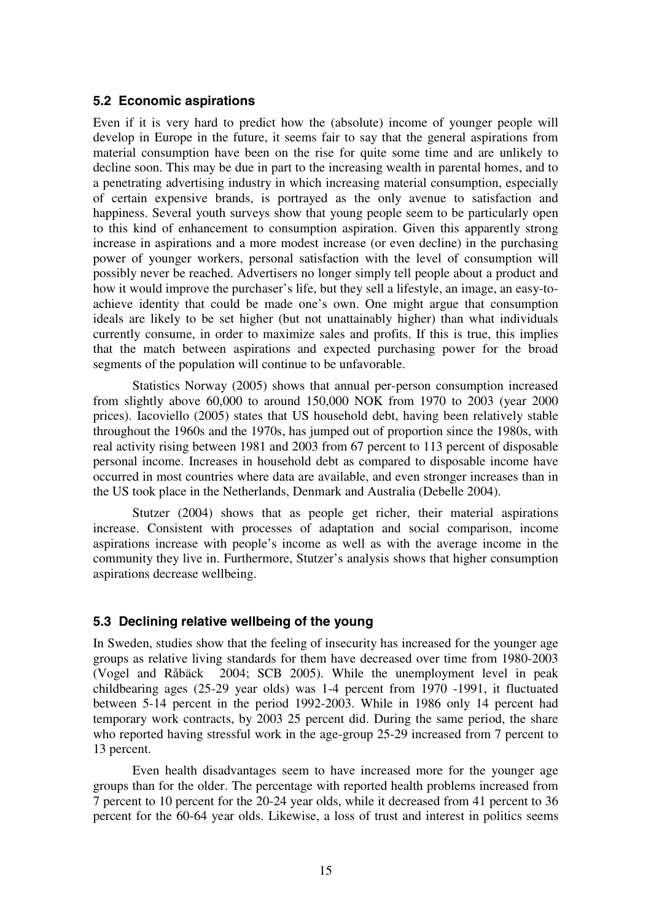## 5.2 Economic aspirations

Even if it is very hard to predict how the (absolute) income of younger people will develop in Europe in the future, it seems fair to say that the general aspirations from material consumption have been on the rise for quite some time and are unlikely to decline soon. This may be due in part to the increasing wealth in parental homes, and to a penetrating advertising industry in which increasing material consumption, especially of certain expensive brands, is portrayed as the only avenue to satisfaction and happiness. Several youth surveys show that young people seem to be particularly open to this kind of enhancement to consumption aspiration. Given this apparently strong increase in aspirations and a more modest increase (or even decline) in the purchasing power of younger workers, personal satisfaction with the level of consumption will possibly never be reached. Advertisers no longer simply tell people about a product and how it would improve the purchaser's life, but they sell a lifestyle, an image, an easy-to-achieve identity that could be made one's own. One might argue that consumption ideals are likely to be set higher (but not unattainably higher) than what individuals currently consume, in order to maximize sales and profits. If this is true, this implies that the match between aspirations and expected purchasing power for the broad segments of the population will continue to be unfavorable.

Statistics Norway (2005) shows that annual per-person consumption increased from slightly above 60,000 to around 150,000 NOK from 1970 to 2003 (year 2000 prices). Iacoviello (2005) states that US household debt, having been relatively stable throughout the 1960s and the 1970s, has jumped out of proportion since the 1980s, with real activity rising between 1981 and 2003 from 67 percent to 113 percent of disposable personal income. Increases in household debt as compared to disposable income have occurred in most countries where data are available, and even stronger increases than in the US took place in the Netherlands, Denmark and Australia (Debelle 2004).

Stutzer (2004) shows that as people get richer, their material aspirations increase. Consistent with processes of adaptation and social comparison, income aspirations increase with people's income as well as with the average income in the community they live in. Furthermore, Stutzer's analysis shows that higher consumption aspirations decrease wellbeing.

## 5.3 Declining relative wellbeing of the young

In Sweden, studies show that the feeling of insecurity has increased for the younger age groups as relative living standards for them have decreased over time from 1980-2003 (Vogel and Råbäck 2004; SCB 2005). While the unemployment level in peak childbearing ages (25-29 year olds) was 1-4 percent from 1970 -1991, it fluctuated between 5-14 percent in the period 1992-2003. While in 1986 only 14 percent had temporary work contracts, by 2003 25 percent did. During the same period, the share who reported having stressful work in the age-group 25-29 increased from 7 percent to 13 percent.

Even health disadvantages seem to have increased more for the younger age groups than for the older. The percentage with reported health problems increased from 7 percent to 10 percent for the 20-24 year olds, while it decreased from 41 percent to 36 percent for the 60-64 year olds. Likewise, a loss of trust and interest in politics seems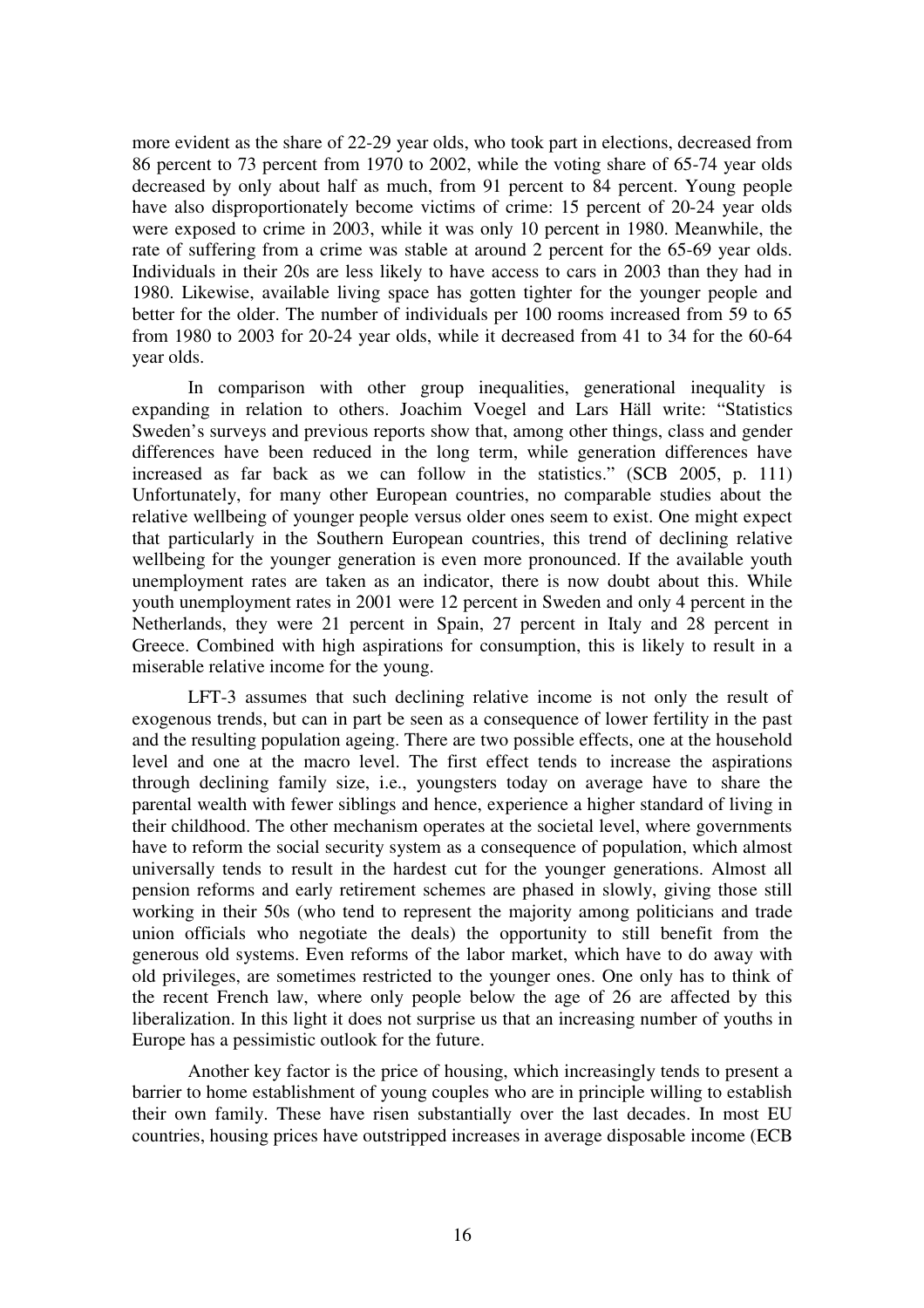more evident as the share of 22-29 year olds, who took part in elections, decreased from 86 percent to 73 percent from 1970 to 2002, while the voting share of 65-74 year olds decreased by only about half as much, from 91 percent to 84 percent. Young people have also disproportionately become victims of crime: 15 percent of 20-24 year olds were exposed to crime in 2003, while it was only 10 percent in 1980. Meanwhile, the rate of suffering from a crime was stable at around 2 percent for the 65-69 year olds. Individuals in their 20s are less likely to have access to cars in 2003 than they had in 1980. Likewise, available living space has gotten tighter for the younger people and better for the older. The number of individuals per 100 rooms increased from 59 to 65 from 1980 to 2003 for 20-24 year olds, while it decreased from 41 to 34 for the 60-64 year olds.

In comparison with other group inequalities, generational inequality is expanding in relation to others. Joachim Voegel and Lars Häll write: "Statistics Sweden's surveys and previous reports show that, among other things, class and gender differences have been reduced in the long term, while generation differences have increased as far back as we can follow in the statistics." (SCB 2005, p. 111) Unfortunately, for many other European countries, no comparable studies about the relative wellbeing of younger people versus older ones seem to exist. One might expect that particularly in the Southern European countries, this trend of declining relative wellbeing for the younger generation is even more pronounced. If the available youth unemployment rates are taken as an indicator, there is now doubt about this. While youth unemployment rates in 2001 were 12 percent in Sweden and only 4 percent in the Netherlands, they were 21 percent in Spain, 27 percent in Italy and 28 percent in Greece. Combined with high aspirations for consumption, this is likely to result in a miserable relative income for the young.

LFT-3 assumes that such declining relative income is not only the result of exogenous trends, but can in part be seen as a consequence of lower fertility in the past and the resulting population ageing. There are two possible effects, one at the household level and one at the macro level. The first effect tends to increase the aspirations through declining family size, i.e., youngsters today on average have to share the parental wealth with fewer siblings and hence, experience a higher standard of living in their childhood. The other mechanism operates at the societal level, where governments have to reform the social security system as a consequence of population, which almost universally tends to result in the hardest cut for the younger generations. Almost all pension reforms and early retirement schemes are phased in slowly, giving those still working in their 50s (who tend to represent the majority among politicians and trade union officials who negotiate the deals) the opportunity to still benefit from the generous old systems. Even reforms of the labor market, which have to do away with old privileges, are sometimes restricted to the younger ones. One only has to think of the recent French law, where only people below the age of 26 are affected by this liberalization. In this light it does not surprise us that an increasing number of youths in Europe has a pessimistic outlook for the future.

Another key factor is the price of housing, which increasingly tends to present a barrier to home establishment of young couples who are in principle willing to establish their own family. These have risen substantially over the last decades. In most EU countries, housing prices have outstripped increases in average disposable income (ECB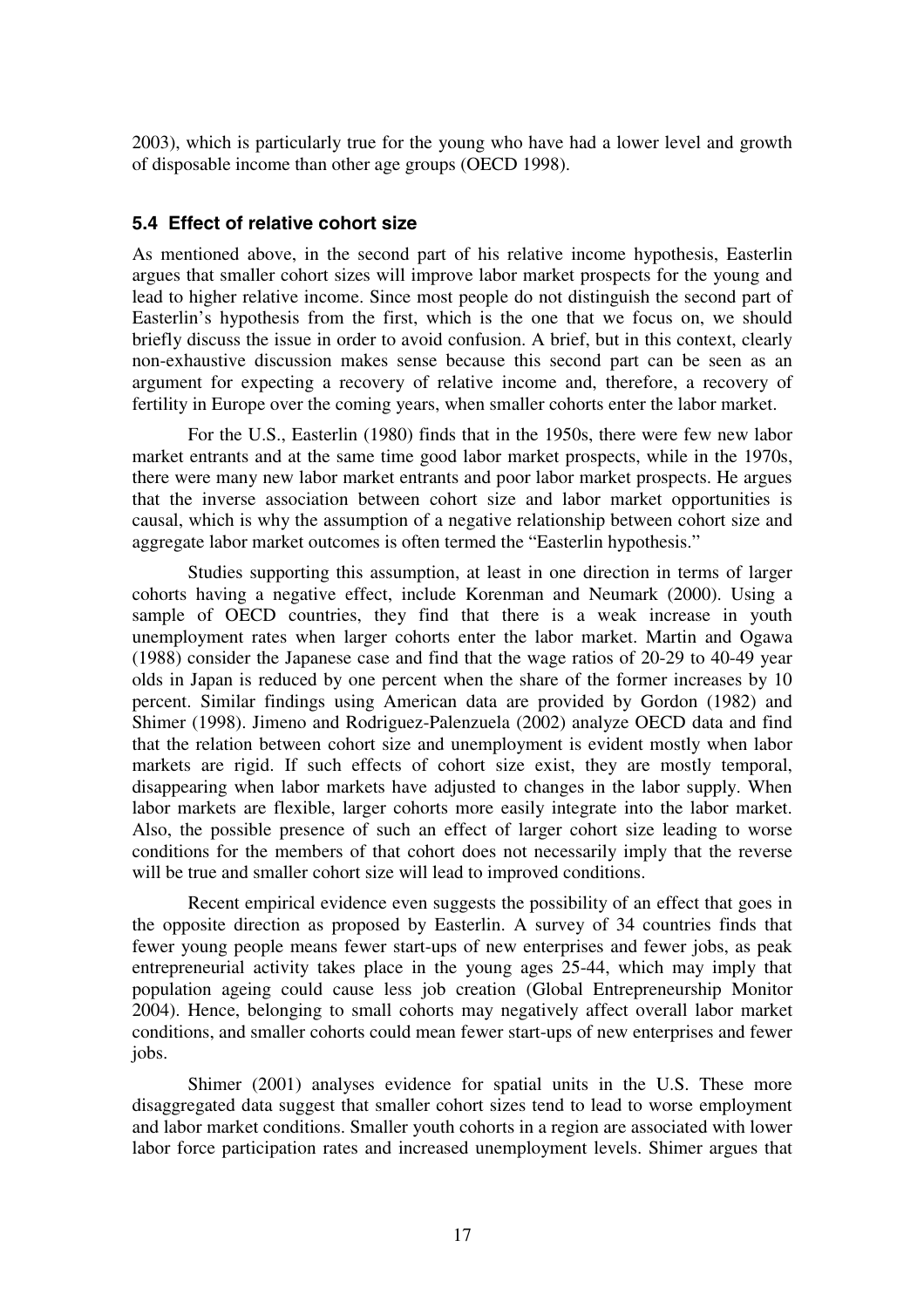2003), which is particularly true for the young who have had a lower level and growth of disposable income than other age groups (OECD 1998).

### 5.4 Effect of relative cohort size

As mentioned above, in the second part of his relative income hypothesis, Easterlin argues that smaller cohort sizes will improve labor market prospects for the young and lead to higher relative income. Since most people do not distinguish the second part of Easterlin's hypothesis from the first, which is the one that we focus on, we should briefly discuss the issue in order to avoid confusion. A brief, but in this context, clearly non-exhaustive discussion makes sense because this second part can be seen as an argument for expecting a recovery of relative income and, therefore, a recovery of fertility in Europe over the coming years, when smaller cohorts enter the labor market.

For the U.S., Easterlin (1980) finds that in the 1950s, there were few new labor market entrants and at the same time good labor market prospects, while in the 1970s, there were many new labor market entrants and poor labor market prospects. He argues that the inverse association between cohort size and labor market opportunities is causal, which is why the assumption of a negative relationship between cohort size and aggregate labor market outcomes is often termed the "Easterlin hypothesis."

Studies supporting this assumption, at least in one direction in terms of larger cohorts having a negative effect, include Korenman and Neumark (2000). Using a sample of OECD countries, they find that there is a weak increase in youth unemployment rates when larger cohorts enter the labor market. Martin and Ogawa (1988) consider the Japanese case and find that the wage ratios of 20-29 to 40-49 year olds in Japan is reduced by one percent when the share of the former increases by 10 percent. Similar findings using American data are provided by Gordon (1982) and Shimer (1998). Jimeno and Rodriguez-Palenzuela (2002) analyze OECD data and find that the relation between cohort size and unemployment is evident mostly when labor markets are rigid. If such effects of cohort size exist, they are mostly temporal, disappearing when labor markets have adjusted to changes in the labor supply. When labor markets are flexible, larger cohorts more easily integrate into the labor market. Also, the possible presence of such an effect of larger cohort size leading to worse conditions for the members of that cohort does not necessarily imply that the reverse will be true and smaller cohort size will lead to improved conditions.

Recent empirical evidence even suggests the possibility of an effect that goes in the opposite direction as proposed by Easterlin. A survey of 34 countries finds that fewer young people means fewer start-ups of new enterprises and fewer jobs, as peak entrepreneurial activity takes place in the young ages 25-44, which may imply that population ageing could cause less job creation (Global Entrepreneurship Monitor 2004). Hence, belonging to small cohorts may negatively affect overall labor market conditions, and smaller cohorts could mean fewer start-ups of new enterprises and fewer jobs.

Shimer (2001) analyses evidence for spatial units in the U.S. These more disaggregated data suggest that smaller cohort sizes tend to lead to worse employment and labor market conditions. Smaller youth cohorts in a region are associated with lower labor force participation rates and increased unemployment levels. Shimer argues that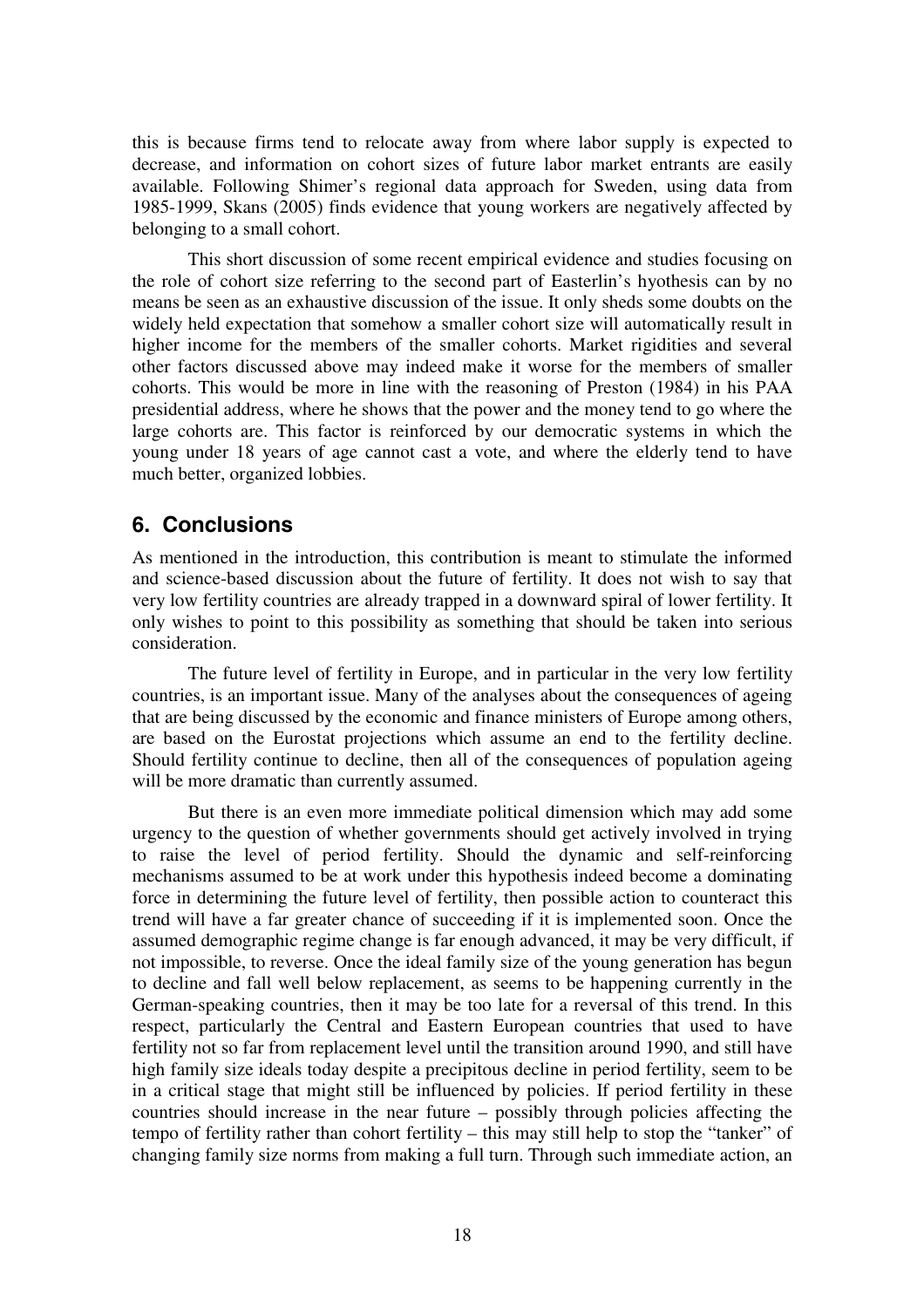this is because firms tend to relocate away from where labor supply is expected to decrease, and information on cohort sizes of future labor market entrants are easily available. Following Shimer's regional data approach for Sweden, using data from 1985-1999, Skans (2005) finds evidence that young workers are negatively affected by belonging to a small cohort.

This short discussion of some recent empirical evidence and studies focusing on the role of cohort size referring to the second part of Easterlin's hyothesis can by no means be seen as an exhaustive discussion of the issue. It only sheds some doubts on the widely held expectation that somehow a smaller cohort size will automatically result in higher income for the members of the smaller cohorts. Market rigidities and several other factors discussed above may indeed make it worse for the members of smaller cohorts. This would be more in line with the reasoning of Preston (1984) in his PAA presidential address, where he shows that the power and the money tend to go where the large cohorts are. This factor is reinforced by our democratic systems in which the young under 18 years of age cannot cast a vote, and where the elderly tend to have much better, organized lobbies.

## 6. Conclusions

As mentioned in the introduction, this contribution is meant to stimulate the informed and science-based discussion about the future of fertility. It does not wish to say that very low fertility countries are already trapped in a downward spiral of lower fertility. It only wishes to point to this possibility as something that should be taken into serious consideration.

The future level of fertility in Europe, and in particular in the very low fertility countries, is an important issue. Many of the analyses about the consequences of ageing that are being discussed by the economic and finance ministers of Europe among others, are based on the Eurostat projections which assume an end to the fertility decline. Should fertility continue to decline, then all of the consequences of population ageing will be more dramatic than currently assumed.

But there is an even more immediate political dimension which may add some urgency to the question of whether governments should get actively involved in trying to raise the level of period fertility. Should the dynamic and self-reinforcing mechanisms assumed to be at work under this hypothesis indeed become a dominating force in determining the future level of fertility, then possible action to counteract this trend will have a far greater chance of succeeding if it is implemented soon. Once the assumed demographic regime change is far enough advanced, it may be very difficult, if not impossible, to reverse. Once the ideal family size of the young generation has begun to decline and fall well below replacement, as seems to be happening currently in the German-speaking countries, then it may be too late for a reversal of this trend. In this respect, particularly the Central and Eastern European countries that used to have fertility not so far from replacement level until the transition around 1990, and still have high family size ideals today despite a precipitous decline in period fertility, seem to be in a critical stage that might still be influenced by policies. If period fertility in these countries should increase in the near future – possibly through policies affecting the tempo of fertility rather than cohort fertility – this may still help to stop the "tanker" of changing family size norms from making a full turn. Through such immediate action, an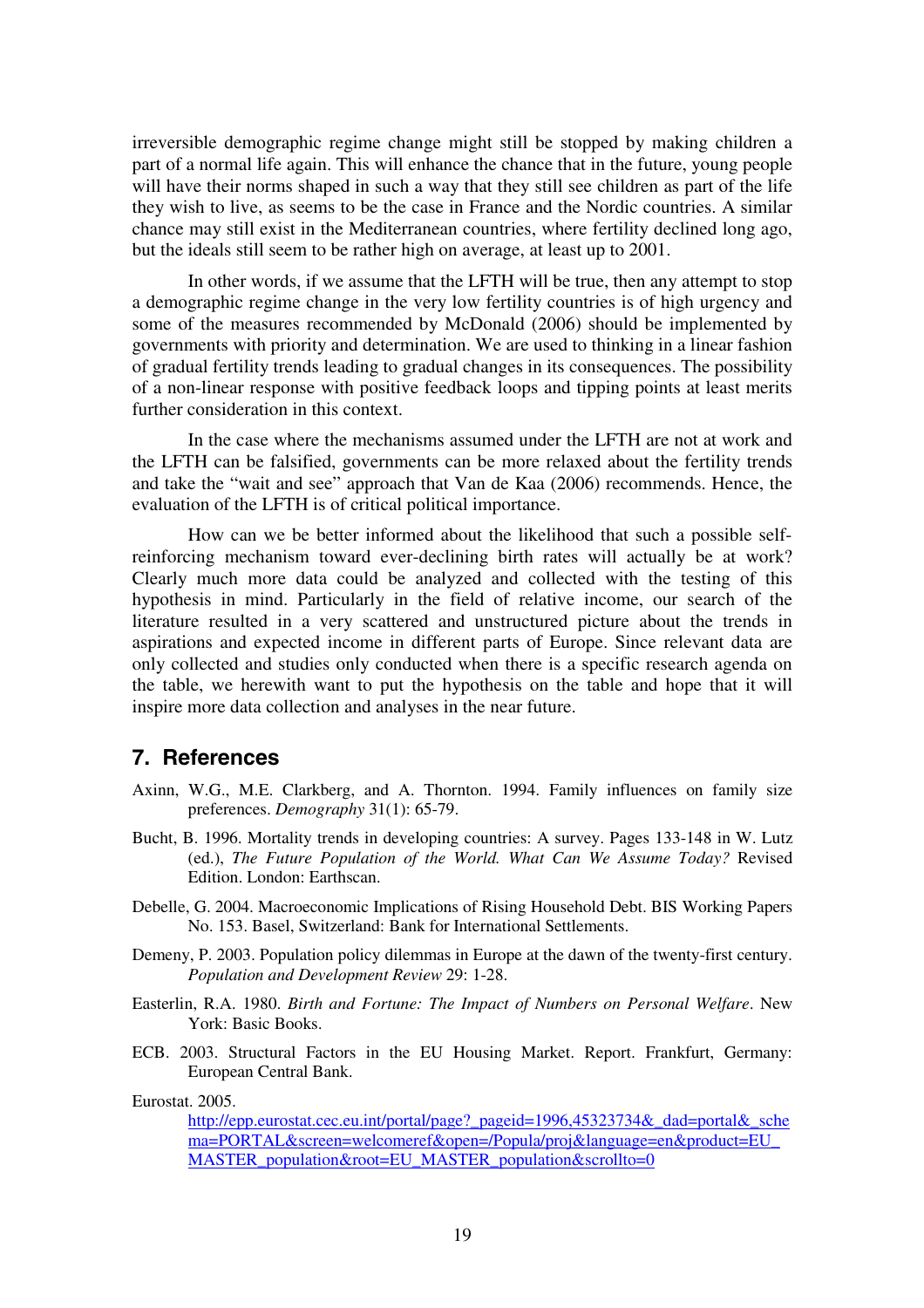irreversible demographic regime change might still be stopped by making children a part of a normal life again. This will enhance the chance that in the future, young people will have their norms shaped in such a way that they still see children as part of the life they wish to live, as seems to be the case in France and the Nordic countries. A similar chance may still exist in the Mediterranean countries, where fertility declined long ago, but the ideals still seem to be rather high on average, at least up to 2001.

In other words, if we assume that the LFTH will be true, then any attempt to stop a demographic regime change in the very low fertility countries is of high urgency and some of the measures recommended by McDonald (2006) should be implemented by governments with priority and determination. We are used to thinking in a linear fashion of gradual fertility trends leading to gradual changes in its consequences. The possibility of a non-linear response with positive feedback loops and tipping points at least merits further consideration in this context.

In the case where the mechanisms assumed under the LFTH are not at work and the LFTH can be falsified, governments can be more relaxed about the fertility trends and take the "wait and see" approach that Van de Kaa (2006) recommends. Hence, the evaluation of the LFTH is of critical political importance.

How can we be better informed about the likelihood that such a possible self-reinforcing mechanism toward ever-declining birth rates will actually be at work? Clearly much more data could be analyzed and collected with the testing of this hypothesis in mind. Particularly in the field of relative income, our search of the literature resulted in a very scattered and unstructured picture about the trends in aspirations and expected income in different parts of Europe. Since relevant data are only collected and studies only conducted when there is a specific research agenda on the table, we herewith want to put the hypothesis on the table and hope that it will inspire more data collection and analyses in the near future.

## 7. References

Axinn, W.G., M.E. Clarkberg, and A. Thornton. 1994. Family influences on family size preferences. *Demography* 31(1): 65-79.

Bucht, B. 1996. Mortality trends in developing countries: A survey. Pages 133-148 in W. Lutz (ed.), *The Future Population of the World. What Can We Assume Today?* Revised Edition. London: Earthscan.

Debelle, G. 2004. Macroeconomic Implications of Rising Household Debt. BIS Working Papers No. 153. Basel, Switzerland: Bank for International Settlements.

Demeny, P. 2003. Population policy dilemmas in Europe at the dawn of the twenty-first century. *Population and Development Review* 29: 1-28.

Easterlin, R.A. 1980. *Birth and Fortune: The Impact of Numbers on Personal Welfare*. New York: Basic Books.

ECB. 2003. Structural Factors in the EU Housing Market. Report. Frankfurt, Germany: European Central Bank.

Eurostat. 2005. http://epp.eurostat.cec.eu.int/portal/page?_pageid=1996,45323734&_dad=portal&_schema=PORTAL&screen=welcomeref&open=/Popula/proj&language=en&product=EU_MASTER_population&root=EU_MASTER_population&scrollto=0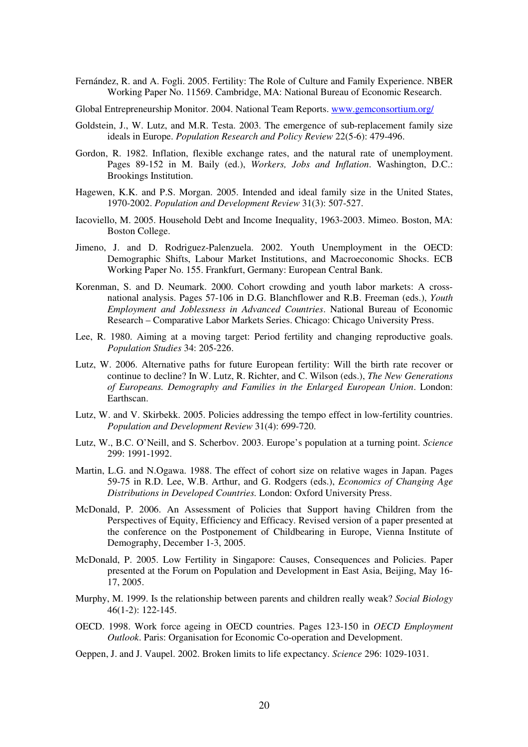Fernández, R. and A. Fogli. 2005. Fertility: The Role of Culture and Family Experience. NBER Working Paper No. 11569. Cambridge, MA: National Bureau of Economic Research.

Global Entrepreneurship Monitor. 2004. National Team Reports. www.gemconsortium.org/

Goldstein, J., W. Lutz, and M.R. Testa. 2003. The emergence of sub-replacement family size ideals in Europe. *Population Research and Policy Review* 22(5-6): 479-496.

Gordon, R. 1982. Inflation, flexible exchange rates, and the natural rate of unemployment. Pages 89-152 in M. Baily (ed.), *Workers, Jobs and Inflation*. Washington, D.C.: Brookings Institution.

Hagewen, K.K. and P.S. Morgan. 2005. Intended and ideal family size in the United States, 1970-2002. *Population and Development Review* 31(3): 507-527.

Iacoviello, M. 2005. Household Debt and Income Inequality, 1963-2003. Mimeo. Boston, MA: Boston College.

Jimeno, J. and D. Rodriguez-Palenzuela. 2002. Youth Unemployment in the OECD: Demographic Shifts, Labour Market Institutions, and Macroeconomic Shocks. ECB Working Paper No. 155. Frankfurt, Germany: European Central Bank.

Korenman, S. and D. Neumark. 2000. Cohort crowding and youth labor markets: A cross-national analysis. Pages 57-106 in D.G. Blanchflower and R.B. Freeman (eds.), *Youth Employment and Joblessness in Advanced Countries*. National Bureau of Economic Research – Comparative Labor Markets Series. Chicago: Chicago University Press.

Lee, R. 1980. Aiming at a moving target: Period fertility and changing reproductive goals. *Population Studies* 34: 205-226.

Lutz, W. 2006. Alternative paths for future European fertility: Will the birth rate recover or continue to decline? In W. Lutz, R. Richter, and C. Wilson (eds.), *The New Generations of Europeans. Demography and Families in the Enlarged European Union*. London: Earthscan.

Lutz, W. and V. Skirbekk. 2005. Policies addressing the tempo effect in low-fertility countries. *Population and Development Review* 31(4): 699-720.

Lutz, W., B.C. O'Neill, and S. Scherbov. 2003. Europe's population at a turning point. *Science* 299: 1991-1992.

Martin, L.G. and N.Ogawa. 1988. The effect of cohort size on relative wages in Japan. Pages 59-75 in R.D. Lee, W.B. Arthur, and G. Rodgers (eds.), *Economics of Changing Age Distributions in Developed Countries.* London: Oxford University Press.

McDonald, P. 2006. An Assessment of Policies that Support having Children from the Perspectives of Equity, Efficiency and Efficacy. Revised version of a paper presented at the conference on the Postponement of Childbearing in Europe, Vienna Institute of Demography, December 1-3, 2005.

McDonald, P. 2005. Low Fertility in Singapore: Causes, Consequences and Policies. Paper presented at the Forum on Population and Development in East Asia, Beijing, May 16-17, 2005.

Murphy, M. 1999. Is the relationship between parents and children really weak? *Social Biology* 46(1-2): 122-145.

OECD. 1998. Work force ageing in OECD countries. Pages 123-150 in *OECD Employment Outlook*. Paris: Organisation for Economic Co-operation and Development.

Oeppen, J. and J. Vaupel. 2002. Broken limits to life expectancy. *Science* 296: 1029-1031.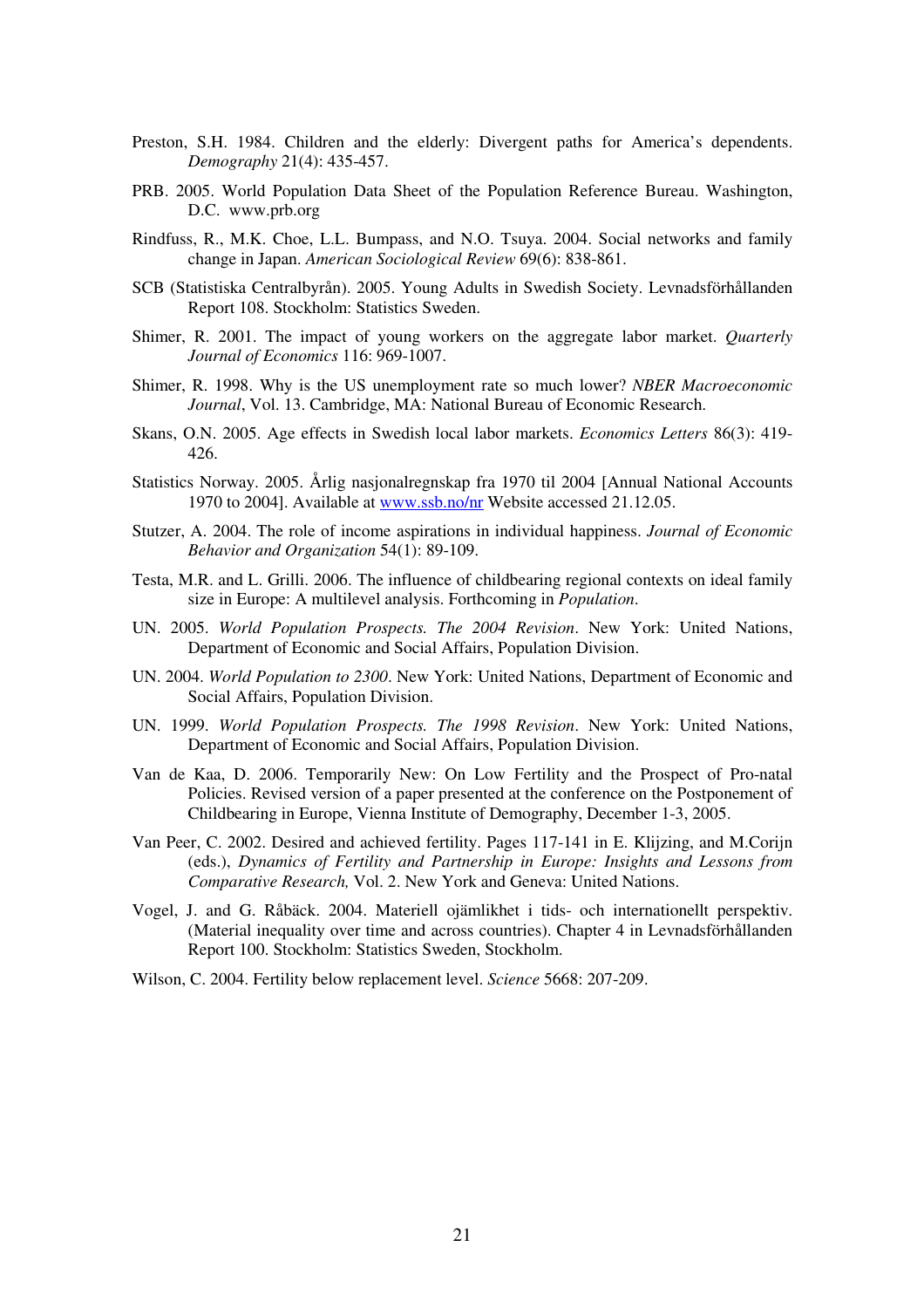Preston, S.H. 1984. Children and the elderly: Divergent paths for America's dependents. *Demography* 21(4): 435-457.

PRB. 2005. World Population Data Sheet of the Population Reference Bureau. Washington, D.C. www.prb.org

Rindfuss, R., M.K. Choe, L.L. Bumpass, and N.O. Tsuya. 2004. Social networks and family change in Japan. *American Sociological Review* 69(6): 838-861.

SCB (Statistiska Centralbyrån). 2005. Young Adults in Swedish Society. Levnadsförhållanden Report 108. Stockholm: Statistics Sweden.

Shimer, R. 2001. The impact of young workers on the aggregate labor market. *Quarterly Journal of Economics* 116: 969-1007.

Shimer, R. 1998. Why is the US unemployment rate so much lower? *NBER Macroeconomic Journal*, Vol. 13. Cambridge, MA: National Bureau of Economic Research.

Skans, O.N. 2005. Age effects in Swedish local labor markets. *Economics Letters* 86(3): 419-426.

Statistics Norway. 2005. Årlig nasjonalregnskap fra 1970 til 2004 [Annual National Accounts 1970 to 2004]. Available at www.ssb.no/nr Website accessed 21.12.05.

Stutzer, A. 2004. The role of income aspirations in individual happiness. *Journal of Economic Behavior and Organization* 54(1): 89-109.

Testa, M.R. and L. Grilli. 2006. The influence of childbearing regional contexts on ideal family size in Europe: A multilevel analysis. Forthcoming in *Population*.

UN. 2005. *World Population Prospects. The 2004 Revision*. New York: United Nations, Department of Economic and Social Affairs, Population Division.

UN. 2004. *World Population to 2300*. New York: United Nations, Department of Economic and Social Affairs, Population Division.

UN. 1999. *World Population Prospects. The 1998 Revision*. New York: United Nations, Department of Economic and Social Affairs, Population Division.

Van de Kaa, D. 2006. Temporarily New: On Low Fertility and the Prospect of Pro-natal Policies. Revised version of a paper presented at the conference on the Postponement of Childbearing in Europe, Vienna Institute of Demography, December 1-3, 2005.

Van Peer, C. 2002. Desired and achieved fertility. Pages 117-141 in E. Klijzing, and M.Corijn (eds.), *Dynamics of Fertility and Partnership in Europe: Insights and Lessons from Comparative Research,* Vol. 2. New York and Geneva: United Nations.

Vogel, J. and G. Råbäck. 2004. Materiell ojämlikhet i tids- och internationellt perspektiv. (Material inequality over time and across countries). Chapter 4 in Levnadsförhållanden Report 100. Stockholm: Statistics Sweden, Stockholm.

Wilson, C. 2004. Fertility below replacement level. *Science* 5668: 207-209.